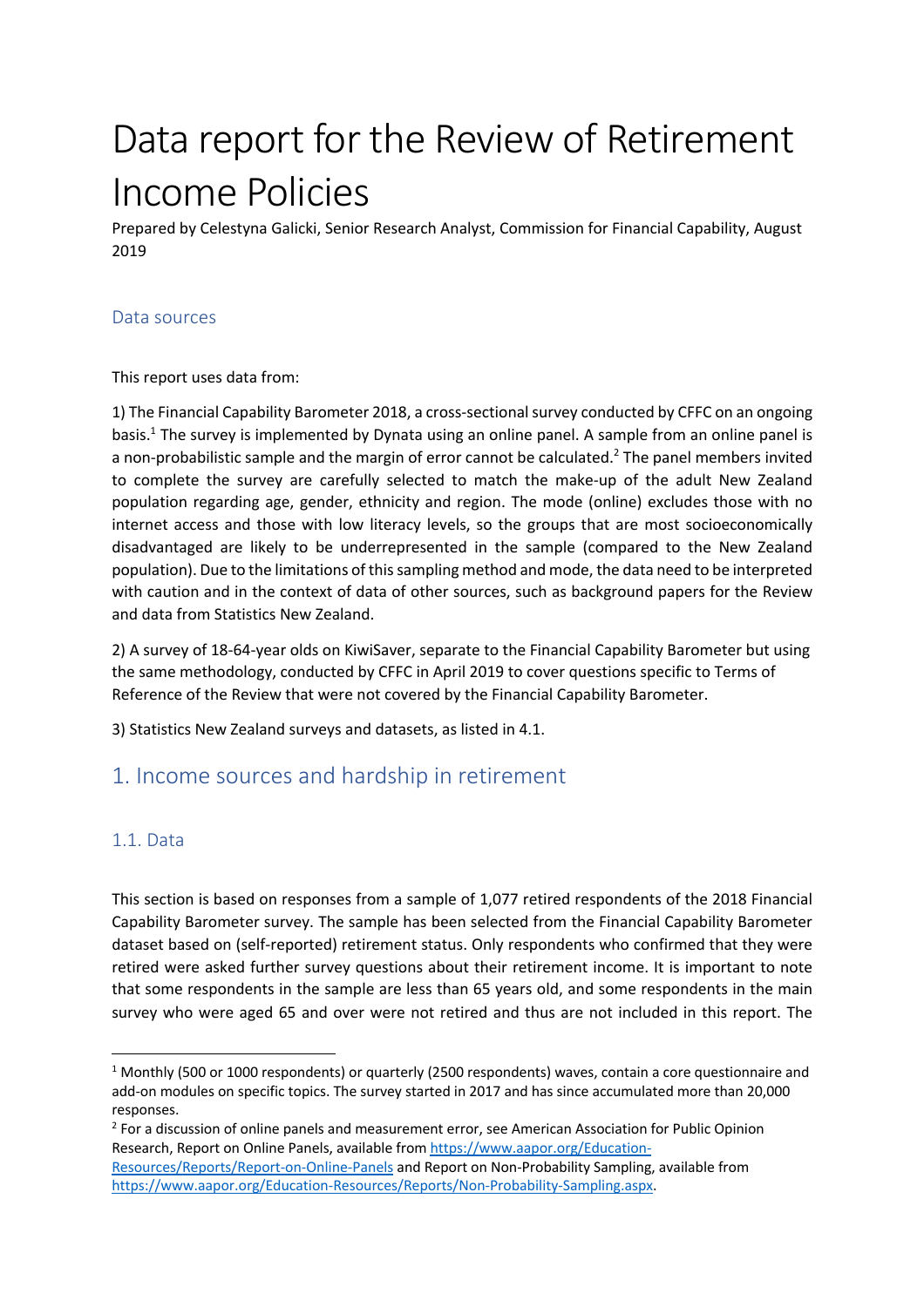# Data report for the Review of Retirement Income Policies

Prepared by Celestyna Galicki, Senior Research Analyst, Commission for Financial Capability, August 2019

## Data sources

This report uses data from:

1) The Financial Capability Barometer 2018, a cross-sectional survey conducted by CFFC on an ongoing basis.[1] The survey is implemented by Dynata using an online panel. A sample from an online panel is a non-probabilistic sample and the margin of error cannot be calculated.[2] The panel members invited to complete the survey are carefully selected to match the make-up of the adult New Zealand population regarding age, gender, ethnicity and region. The mode (online) excludes those with no internet access and those with low literacy levels, so the groups that are most socioeconomically disadvantaged are likely to be underrepresented in the sample (compared to the New Zealand population). Due to the limitations of this sampling method and mode, the data need to be interpreted with caution and in the context of data of other sources, such as background papers for the Review and data from Statistics New Zealand.

2) A survey of 18-64-year olds on KiwiSaver, separate to the Financial Capability Barometer but using the same methodology, conducted by CFFC in April 2019 to cover questions specific to Terms of Reference of the Review that were not covered by the Financial Capability Barometer.

3) Statistics New Zealand surveys and datasets, as listed in 4.1.

## 1. Income sources and hardship in retirement

### 1.1. Data

This section is based on responses from a sample of 1,077 retired respondents of the 2018 Financial Capability Barometer survey. The sample has been selected from the Financial Capability Barometer dataset based on (self-reported) retirement status. Only respondents who confirmed that they were retired were asked further survey questions about their retirement income. It is important to note that some respondents in the sample are less than 65 years old, and some respondents in the main survey who were aged 65 and over were not retired and thus are not included in this report. The

[1] Monthly (500 or 1000 respondents) or quarterly (2500 respondents) waves, contain a core questionnaire and add-on modules on specific topics. The survey started in 2017 and has since accumulated more than 20,000 responses.

[2] For a discussion of online panels and measurement error, see American Association for Public Opinion Research, Report on Online Panels, available from https://www.aapor.org/Education-Resources/Reports/Report-on-Online-Panels and Report on Non-Probability Sampling, available from https://www.aapor.org/Education-Resources/Reports/Non-Probability-Sampling.aspx.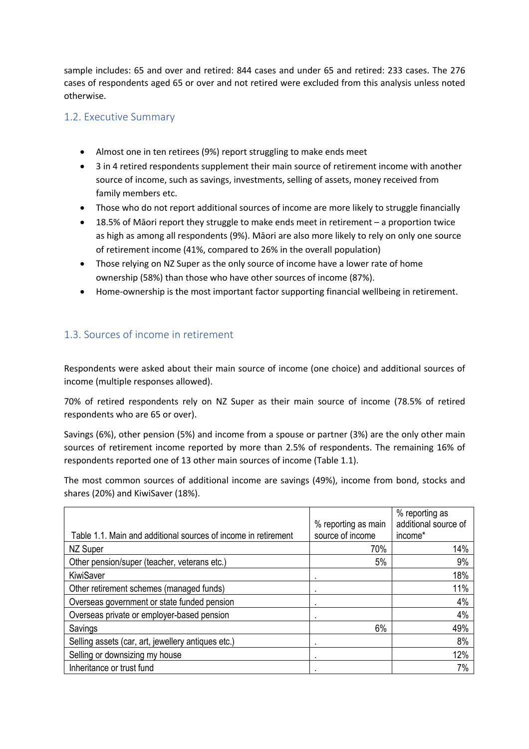sample includes: 65 and over and retired: 844 cases and under 65 and retired: 233 cases. The 276 cases of respondents aged 65 or over and not retired were excluded from this analysis unless noted otherwise.

## 1.2. Executive Summary

- Almost one in ten retirees (9%) report struggling to make ends meet
- 3 in 4 retired respondents supplement their main source of retirement income with another source of income, such as savings, investments, selling of assets, money received from family members etc.
- Those who do not report additional sources of income are more likely to struggle financially
- 18.5% of Māori report they struggle to make ends meet in retirement – a proportion twice as high as among all respondents (9%). Māori are also more likely to rely on only one source of retirement income (41%, compared to 26% in the overall population)
- Those relying on NZ Super as the only source of income have a lower rate of home ownership (58%) than those who have other sources of income (87%).
- Home-ownership is the most important factor supporting financial wellbeing in retirement.

## 1.3. Sources of income in retirement

Respondents were asked about their main source of income (one choice) and additional sources of income (multiple responses allowed).

70% of retired respondents rely on NZ Super as their main source of income (78.5% of retired respondents who are 65 or over).

Savings (6%), other pension (5%) and income from a spouse or partner (3%) are the only other main sources of retirement income reported by more than 2.5% of respondents. The remaining 16% of respondents reported one of 13 other main sources of income (Table 1.1).

The most common sources of additional income are savings (49%), income from bond, stocks and shares (20%) and KiwiSaver (18%).

| Table 1.1. Main and additional sources of income in retirement | % reporting as main source of income | % reporting as additional source of income* |
|---|---|---|
| NZ Super | 70% | 14% |
| Other pension/super (teacher, veterans etc.) | 5% | 9% |
| KiwiSaver | . | 18% |
| Other retirement schemes (managed funds) | . | 11% |
| Overseas government or state funded pension | . | 4% |
| Overseas private or employer-based pension | . | 4% |
| Savings | 6% | 49% |
| Selling assets (car, art, jewellery antiques etc.) | . | 8% |
| Selling or downsizing my house | . | 12% |
| Inheritance or trust fund | . | 7% |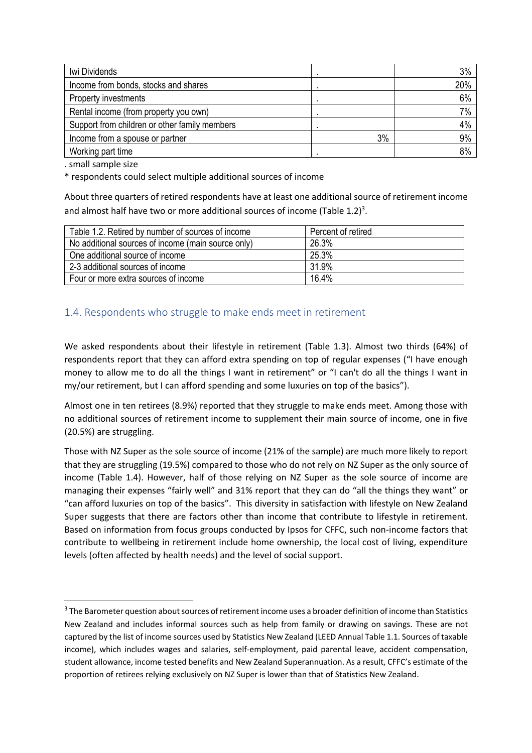| | | |
|---|---|---|
| Iwi Dividends | . | 3% |
| Income from bonds, stocks and shares | . | 20% |
| Property investments | . | 6% |
| Rental income (from property you own) | . | 7% |
| Support from children or other family members | . | 4% |
| Income from a spouse or partner | 3% | 9% |
| Working part time | . | 8% |

. small sample size

* respondents could select multiple additional sources of income

About three quarters of retired respondents have at least one additional source of retirement income and almost half have two or more additional sources of income (Table 1.2)[3].

| Table 1.2. Retired by number of sources of income | Percent of retired |
|---|---|
| No additional sources of income (main source only) | 26.3% |
| One additional source of income | 25.3% |
| 2-3 additional sources of income | 31.9% |
| Four or more extra sources of income | 16.4% |

## 1.4. Respondents who struggle to make ends meet in retirement

We asked respondents about their lifestyle in retirement (Table 1.3). Almost two thirds (64%) of respondents report that they can afford extra spending on top of regular expenses ("I have enough money to allow me to do all the things I want in retirement" or "I can't do all the things I want in my/our retirement, but I can afford spending and some luxuries on top of the basics").

Almost one in ten retirees (8.9%) reported that they struggle to make ends meet. Among those with no additional sources of retirement income to supplement their main source of income, one in five (20.5%) are struggling.

Those with NZ Super as the sole source of income (21% of the sample) are much more likely to report that they are struggling (19.5%) compared to those who do not rely on NZ Super as the only source of income (Table 1.4). However, half of those relying on NZ Super as the sole source of income are managing their expenses "fairly well" and 31% report that they can do "all the things they want" or "can afford luxuries on top of the basics". This diversity in satisfaction with lifestyle on New Zealand Super suggests that there are factors other than income that contribute to lifestyle in retirement. Based on information from focus groups conducted by Ipsos for CFFC, such non-income factors that contribute to wellbeing in retirement include home ownership, the local cost of living, expenditure levels (often affected by health needs) and the level of social support.

[3] The Barometer question about sources of retirement income uses a broader definition of income than Statistics New Zealand and includes informal sources such as help from family or drawing on savings. These are not captured by the list of income sources used by Statistics New Zealand (LEED Annual Table 1.1. Sources of taxable income), which includes wages and salaries, self-employment, paid parental leave, accident compensation, student allowance, income tested benefits and New Zealand Superannuation. As a result, CFFC's estimate of the proportion of retirees relying exclusively on NZ Super is lower than that of Statistics New Zealand.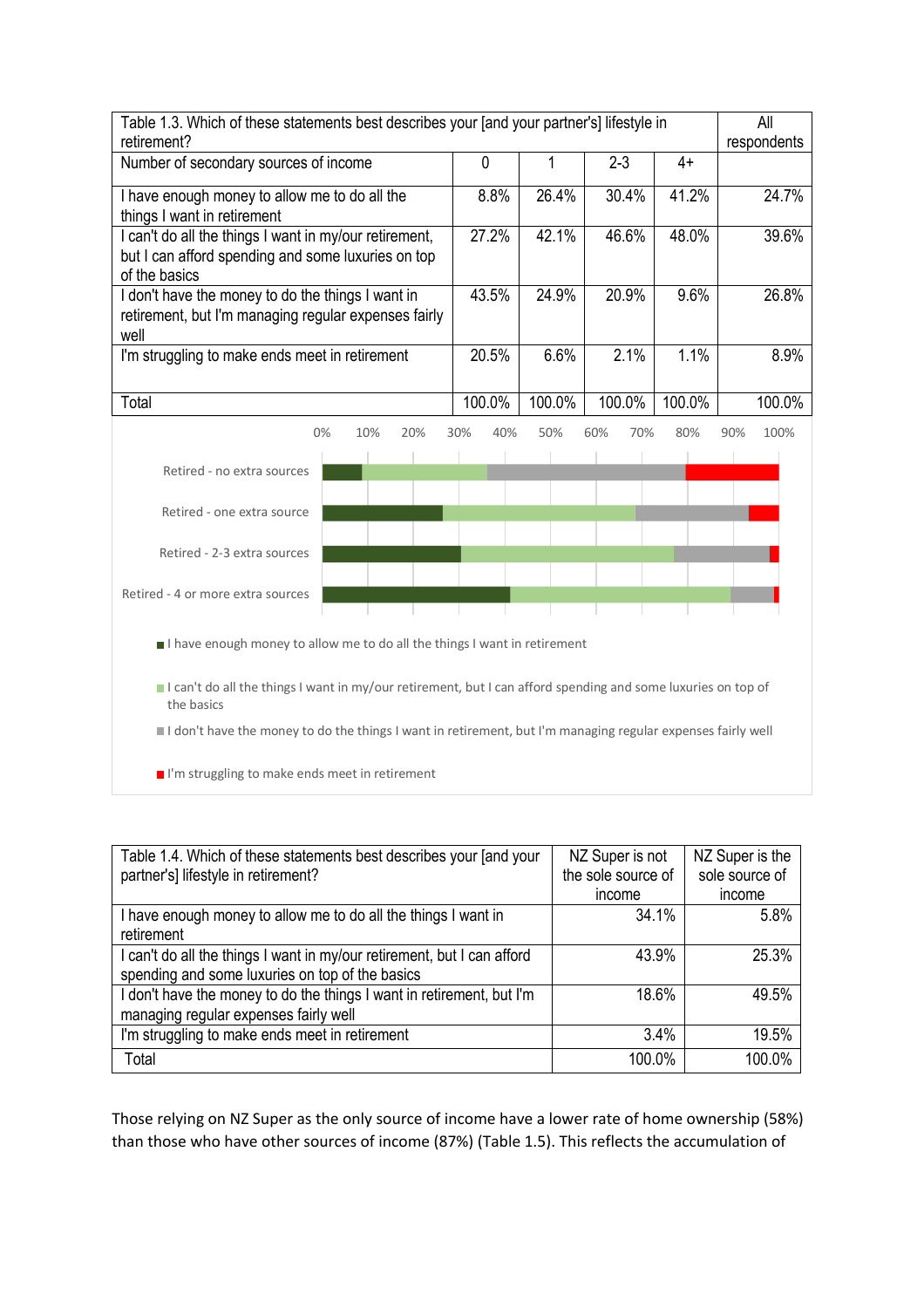| Table 1.3. Which of these statements best describes your [and your partner's] lifestyle in retirement? | | | | | All respondents |
|---|---|---|---|---|---|
| Number of secondary sources of income | 0 | 1 | 2-3 | 4+ | |
| I have enough money to allow me to do all the things I want in retirement | 8.8% | 26.4% | 30.4% | 41.2% | 24.7% |
| I can't do all the things I want in my/our retirement, but I can afford spending and some luxuries on top of the basics | 27.2% | 42.1% | 46.6% | 48.0% | 39.6% |
| I don't have the money to do the things I want in retirement, but I'm managing regular expenses fairly well | 43.5% | 24.9% | 20.9% | 9.6% | 26.8% |
| I'm struggling to make ends meet in retirement | 20.5% | 6.6% | 2.1% | 1.1% | 8.9% |
| Total | 100.0% | 100.0% | 100.0% | 100.0% | 100.0% |

| Table 1.4. Which of these statements best describes your [and your partner's] lifestyle in retirement? | NZ Super is not the sole source of income | NZ Super is the sole source of income |
|---|---|---|
| I have enough money to allow me to do all the things I want in retirement | 34.1% | 5.8% |
| I can't do all the things I want in my/our retirement, but I can afford spending and some luxuries on top of the basics | 43.9% | 25.3% |
| I don't have the money to do the things I want in retirement, but I'm managing regular expenses fairly well | 18.6% | 49.5% |
| I'm struggling to make ends meet in retirement | 3.4% | 19.5% |
| Total | 100.0% | 100.0% |

Those relying on NZ Super as the only source of income have a lower rate of home ownership (58%) than those who have other sources of income (87%) (Table 1.5). This reflects the accumulation of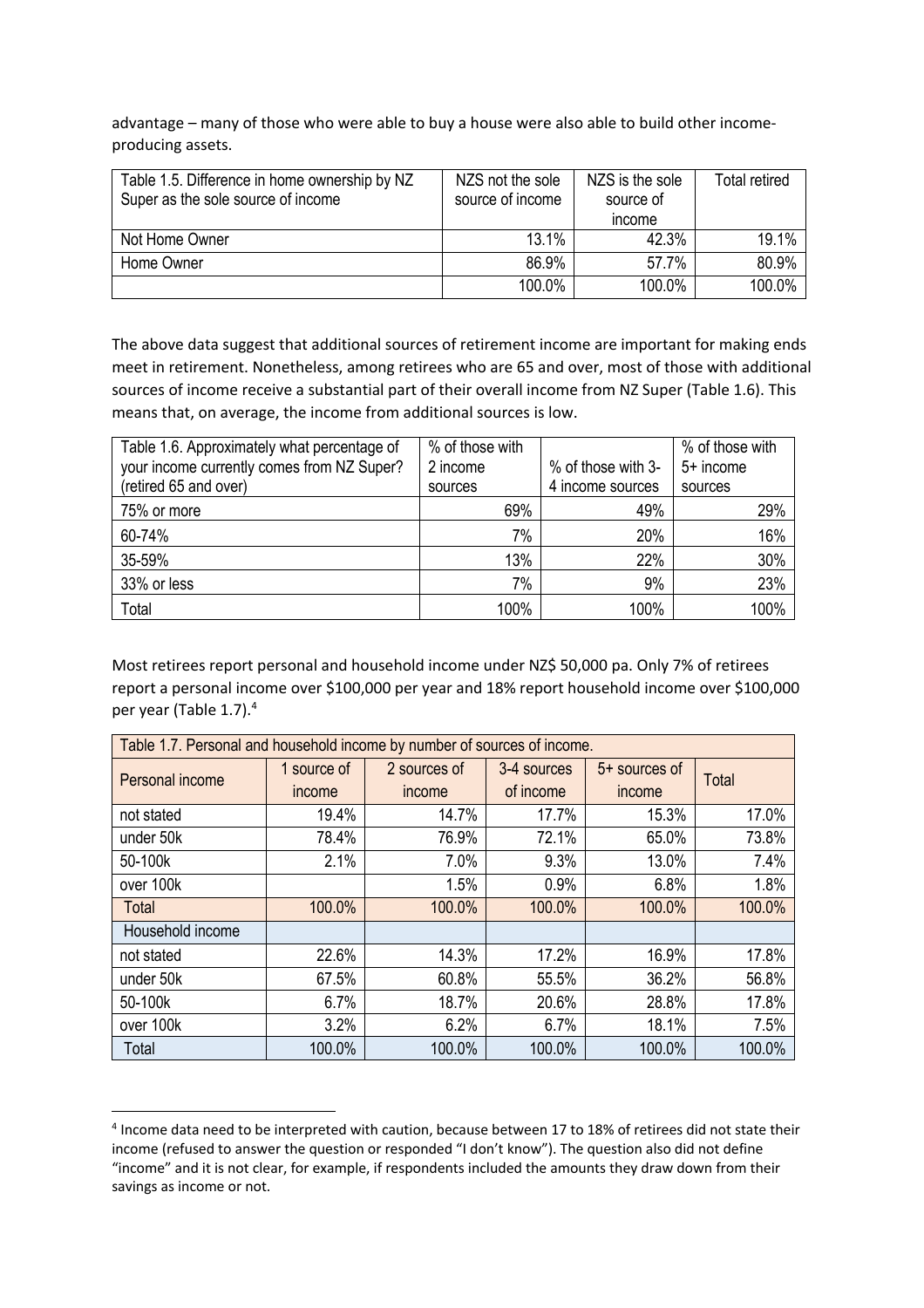advantage – many of those who were able to buy a house were also able to build other income-producing assets.

| Table 1.5. Difference in home ownership by NZ Super as the sole source of income | NZS not the sole source of income | NZS is the sole source of income | Total retired |
|---|---|---|---|
| Not Home Owner | 13.1% | 42.3% | 19.1% |
| Home Owner | 86.9% | 57.7% | 80.9% |
| | 100.0% | 100.0% | 100.0% |

The above data suggest that additional sources of retirement income are important for making ends meet in retirement. Nonetheless, among retirees who are 65 and over, most of those with additional sources of income receive a substantial part of their overall income from NZ Super (Table 1.6). This means that, on average, the income from additional sources is low.

| Table 1.6. Approximately what percentage of your income currently comes from NZ Super? (retired 65 and over) | % of those with 2 income sources | % of those with 3-4 income sources | % of those with 5+ income sources |
|---|---|---|---|
| 75% or more | 69% | 49% | 29% |
| 60-74% | 7% | 20% | 16% |
| 35-59% | 13% | 22% | 30% |
| 33% or less | 7% | 9% | 23% |
| Total | 100% | 100% | 100% |

Most retirees report personal and household income under NZ$ 50,000 pa. Only 7% of retirees report a personal income over $100,000 per year and 18% report household income over $100,000 per year (Table 1.7).[4]

| Table 1.7. Personal and household income by number of sources of income. | | | | | |
|---|---|---|---|---|---|
| Personal income | 1 source of income | 2 sources of income | 3-4 sources of income | 5+ sources of income | Total |
| not stated | 19.4% | 14.7% | 17.7% | 15.3% | 17.0% |
| under 50k | 78.4% | 76.9% | 72.1% | 65.0% | 73.8% |
| 50-100k | 2.1% | 7.0% | 9.3% | 13.0% | 7.4% |
| over 100k | | 1.5% | 0.9% | 6.8% | 1.8% |
| Total | 100.0% | 100.0% | 100.0% | 100.0% | 100.0% |
| Household income | | | | | |
| not stated | 22.6% | 14.3% | 17.2% | 16.9% | 17.8% |
| under 50k | 67.5% | 60.8% | 55.5% | 36.2% | 56.8% |
| 50-100k | 6.7% | 18.7% | 20.6% | 28.8% | 17.8% |
| over 100k | 3.2% | 6.2% | 6.7% | 18.1% | 7.5% |
| Total | 100.0% | 100.0% | 100.0% | 100.0% | 100.0% |

[4] Income data need to be interpreted with caution, because between 17 to 18% of retirees did not state their income (refused to answer the question or responded "I don't know"). The question also did not define "income" and it is not clear, for example, if respondents included the amounts they draw down from their savings as income or not.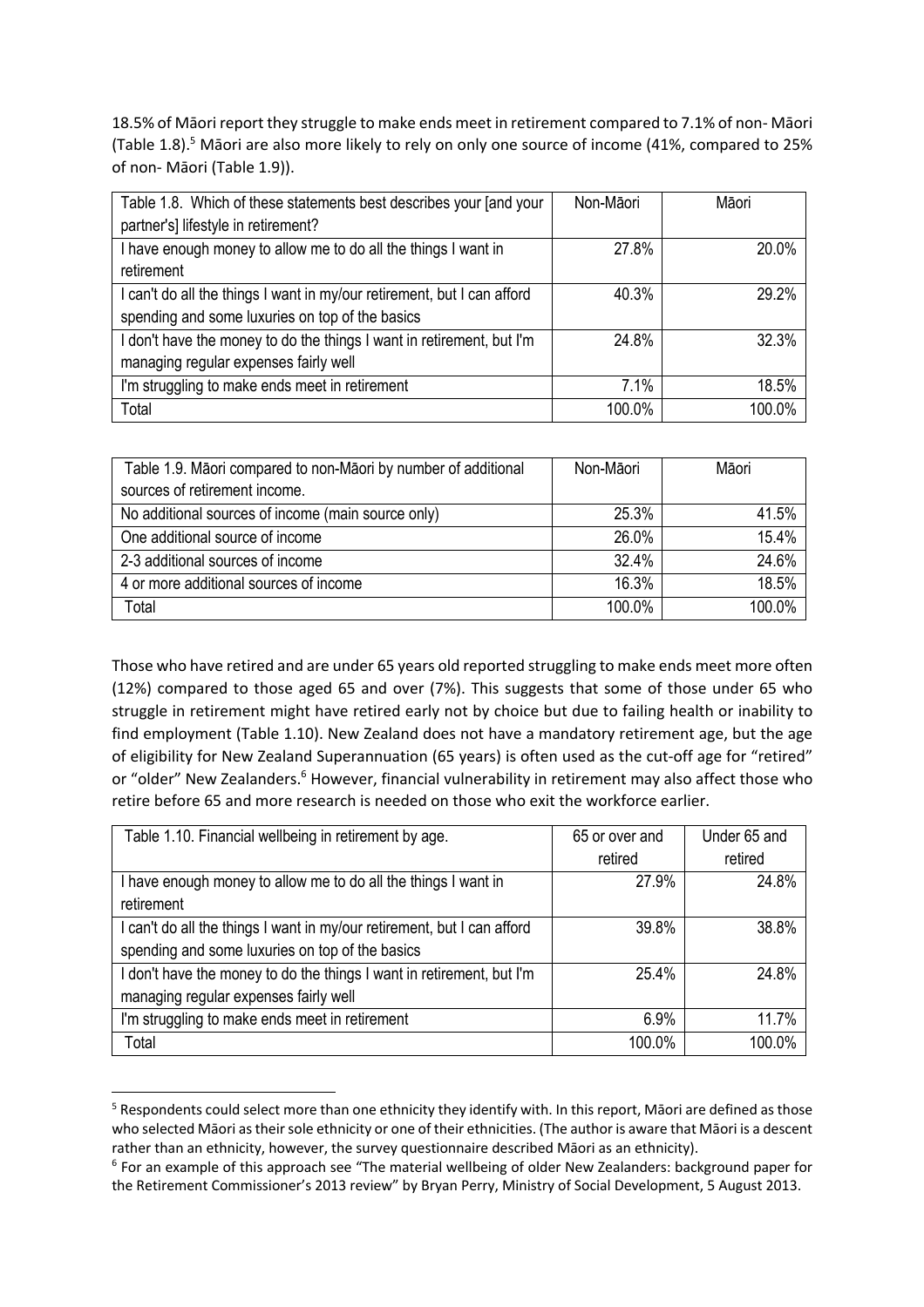18.5% of Māori report they struggle to make ends meet in retirement compared to 7.1% of non- Māori (Table 1.8).[5] Māori are also more likely to rely on only one source of income (41%, compared to 25% of non- Māori (Table 1.9)).

| Table 1.8. Which of these statements best describes your [and your partner's] lifestyle in retirement? | Non-Māori | Māori |
|---|---|---|
| I have enough money to allow me to do all the things I want in retirement | 27.8% | 20.0% |
| I can't do all the things I want in my/our retirement, but I can afford spending and some luxuries on top of the basics | 40.3% | 29.2% |
| I don't have the money to do the things I want in retirement, but I'm managing regular expenses fairly well | 24.8% | 32.3% |
| I'm struggling to make ends meet in retirement | 7.1% | 18.5% |
| Total | 100.0% | 100.0% |

| Table 1.9. Māori compared to non-Māori by number of additional sources of retirement income. | Non-Māori | Māori |
|---|---|---|
| No additional sources of income (main source only) | 25.3% | 41.5% |
| One additional source of income | 26.0% | 15.4% |
| 2-3 additional sources of income | 32.4% | 24.6% |
| 4 or more additional sources of income | 16.3% | 18.5% |
| Total | 100.0% | 100.0% |

Those who have retired and are under 65 years old reported struggling to make ends meet more often (12%) compared to those aged 65 and over (7%). This suggests that some of those under 65 who struggle in retirement might have retired early not by choice but due to failing health or inability to find employment (Table 1.10). New Zealand does not have a mandatory retirement age, but the age of eligibility for New Zealand Superannuation (65 years) is often used as the cut-off age for "retired" or "older" New Zealanders.[6] However, financial vulnerability in retirement may also affect those who retire before 65 and more research is needed on those who exit the workforce earlier.

| Table 1.10. Financial wellbeing in retirement by age. | 65 or over and retired | Under 65 and retired |
|---|---|---|
| I have enough money to allow me to do all the things I want in retirement | 27.9% | 24.8% |
| I can't do all the things I want in my/our retirement, but I can afford spending and some luxuries on top of the basics | 39.8% | 38.8% |
| I don't have the money to do the things I want in retirement, but I'm managing regular expenses fairly well | 25.4% | 24.8% |
| I'm struggling to make ends meet in retirement | 6.9% | 11.7% |
| Total | 100.0% | 100.0% |

[5] Respondents could select more than one ethnicity they identify with. In this report, Māori are defined as those who selected Māori as their sole ethnicity or one of their ethnicities. (The author is aware that Māori is a descent rather than an ethnicity, however, the survey questionnaire described Māori as an ethnicity).

[6] For an example of this approach see "The material wellbeing of older New Zealanders: background paper for the Retirement Commissioner's 2013 review" by Bryan Perry, Ministry of Social Development, 5 August 2013.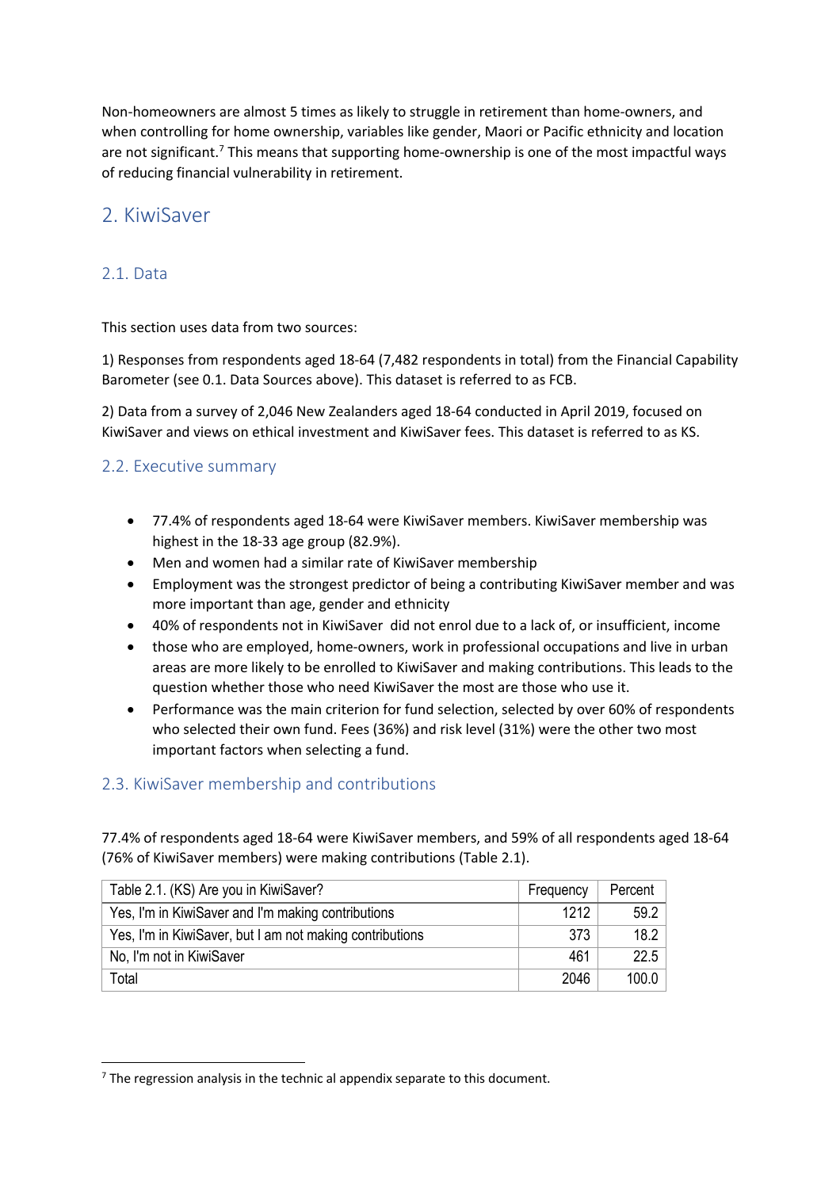Non-homeowners are almost 5 times as likely to struggle in retirement than home-owners, and when controlling for home ownership, variables like gender, Maori or Pacific ethnicity and location are not significant.[7] This means that supporting home-ownership is one of the most impactful ways of reducing financial vulnerability in retirement.

## 2. KiwiSaver

### 2.1. Data

This section uses data from two sources:

1) Responses from respondents aged 18-64 (7,482 respondents in total) from the Financial Capability Barometer (see 0.1. Data Sources above). This dataset is referred to as FCB.

2) Data from a survey of 2,046 New Zealanders aged 18-64 conducted in April 2019, focused on KiwiSaver and views on ethical investment and KiwiSaver fees. This dataset is referred to as KS.

### 2.2. Executive summary

- 77.4% of respondents aged 18-64 were KiwiSaver members. KiwiSaver membership was highest in the 18-33 age group (82.9%).
- Men and women had a similar rate of KiwiSaver membership
- Employment was the strongest predictor of being a contributing KiwiSaver member and was more important than age, gender and ethnicity
- 40% of respondents not in KiwiSaver did not enrol due to a lack of, or insufficient, income
- those who are employed, home-owners, work in professional occupations and live in urban areas are more likely to be enrolled to KiwiSaver and making contributions. This leads to the question whether those who need KiwiSaver the most are those who use it.
- Performance was the main criterion for fund selection, selected by over 60% of respondents who selected their own fund. Fees (36%) and risk level (31%) were the other two most important factors when selecting a fund.

### 2.3. KiwiSaver membership and contributions

77.4% of respondents aged 18-64 were KiwiSaver members, and 59% of all respondents aged 18-64 (76% of KiwiSaver members) were making contributions (Table 2.1).

| Table 2.1. (KS) Are you in KiwiSaver? | Frequency | Percent |
|---|---|---|
| Yes, I'm in KiwiSaver and I'm making contributions | 1212 | 59.2 |
| Yes, I'm in KiwiSaver, but I am not making contributions | 373 | 18.2 |
| No, I'm not in KiwiSaver | 461 | 22.5 |
| Total | 2046 | 100.0 |

[7] The regression analysis in the technic al appendix separate to this document.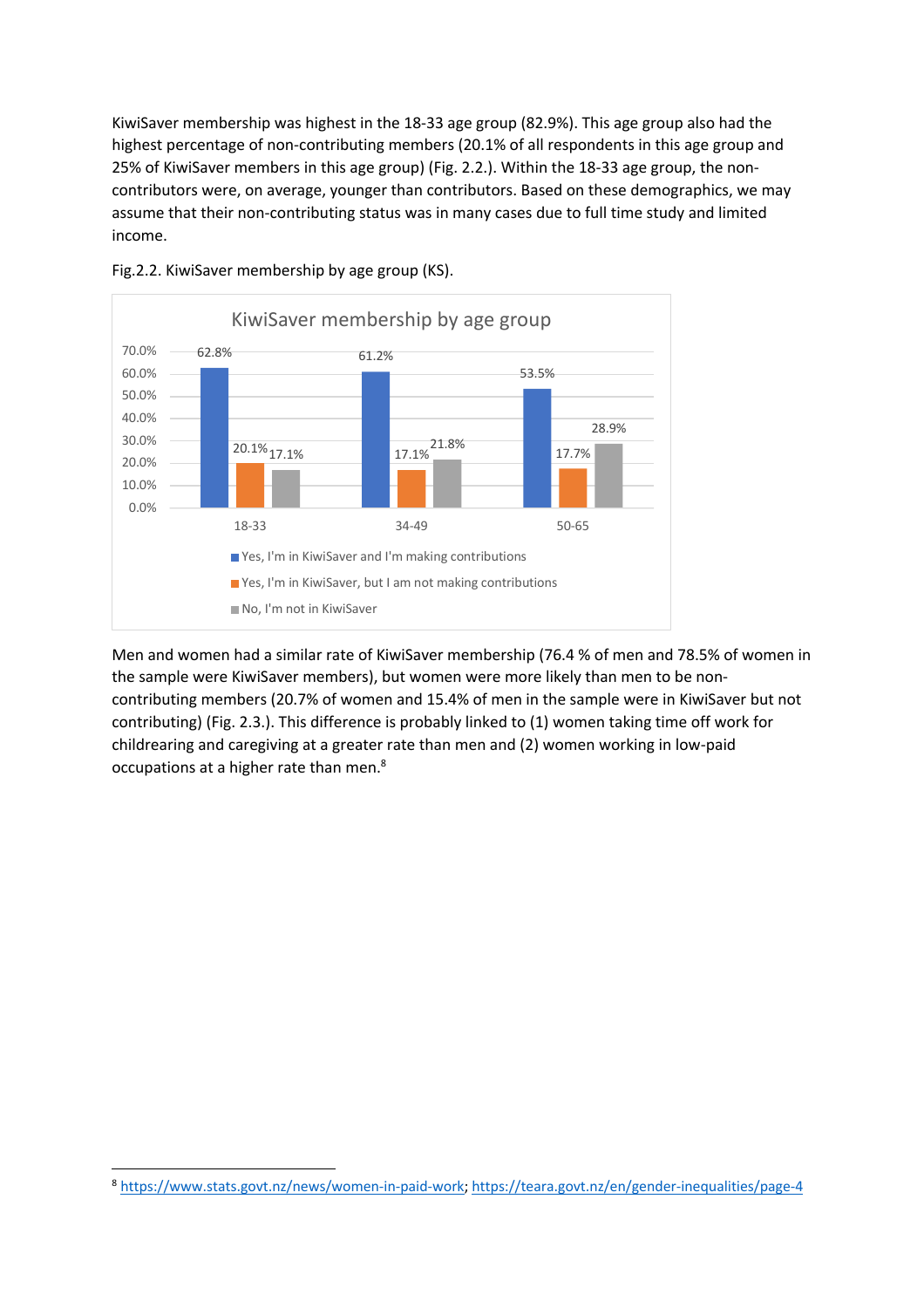KiwiSaver membership was highest in the 18-33 age group (82.9%). This age group also had the highest percentage of non-contributing members (20.1% of all respondents in this age group and 25% of KiwiSaver members in this age group) (Fig. 2.2.). Within the 18-33 age group, the non-contributors were, on average, younger than contributors. Based on these demographics, we may assume that their non-contributing status was in many cases due to full time study and limited income.

Fig.2.2. KiwiSaver membership by age group (KS).

KiwiSaver membership by age group

| | 18-33 | 34-49 | 50-65 |
|---|---|---|---|
| Yes, I'm in KiwiSaver and I'm making contributions | 62.8% | 61.2% | 53.5% |
| Yes, I'm in KiwiSaver, but I am not making contributions | 20.1% | 17.1% | 17.7% |
| No, I'm not in KiwiSaver | 17.1% | 21.8% | 28.9% |

Men and women had a similar rate of KiwiSaver membership (76.4 % of men and 78.5% of women in the sample were KiwiSaver members), but women were more likely than men to be non-contributing members (20.7% of women and 15.4% of men in the sample were in KiwiSaver but not contributing) (Fig. 2.3.). This difference is probably linked to (1) women taking time off work for childrearing and caregiving at a greater rate than men and (2) women working in low-paid occupations at a higher rate than men.[8]

[8] https://www.stats.govt.nz/news/women-in-paid-work; https://teara.govt.nz/en/gender-inequalities/page-4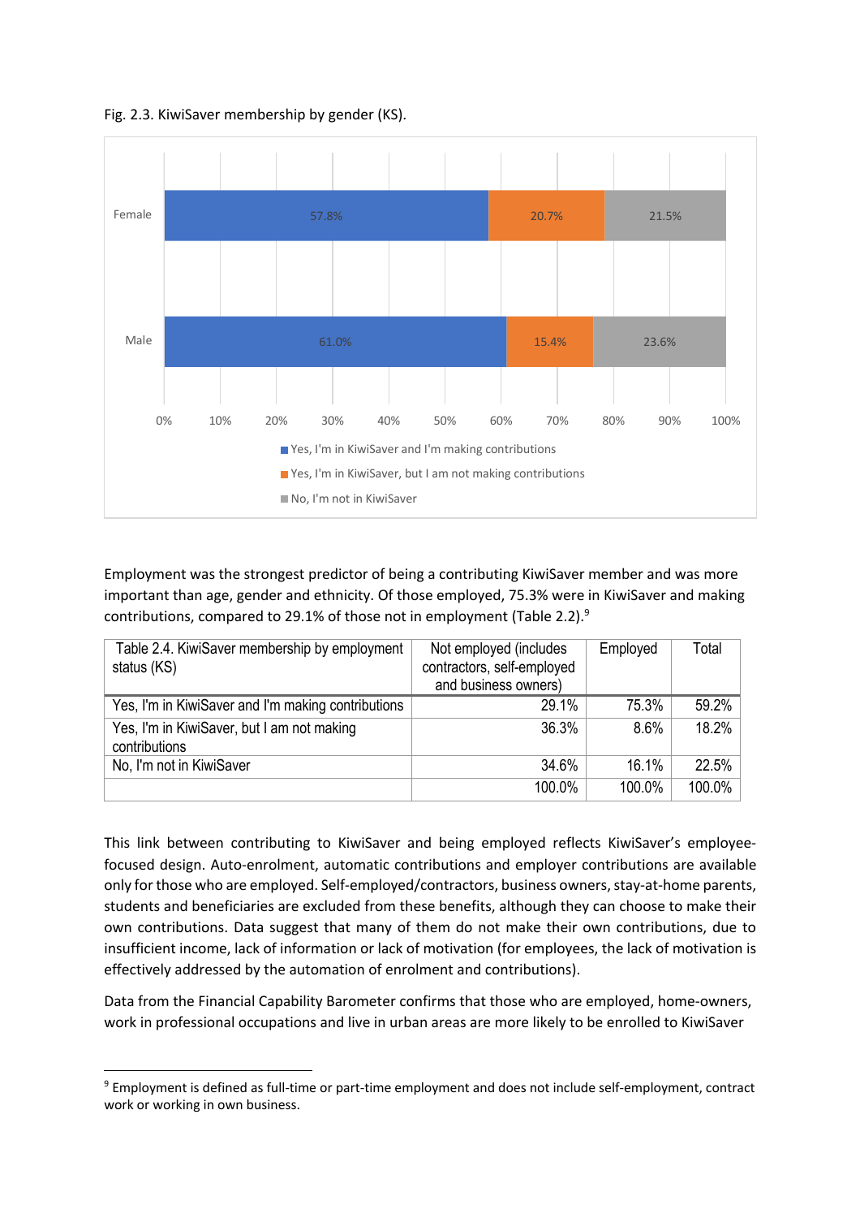Fig. 2.3. KiwiSaver membership by gender (KS).

|  | Yes, I'm in KiwiSaver and I'm making contributions | Yes, I'm in KiwiSaver, but I am not making contributions | No, I'm not in KiwiSaver |
|---|---|---|---|
| Female | 57.8% | 20.7% | 21.5% |
| Male | 61.0% | 15.4% | 23.6% |

Employment was the strongest predictor of being a contributing KiwiSaver member and was more important than age, gender and ethnicity. Of those employed, 75.3% were in KiwiSaver and making contributions, compared to 29.1% of those not in employment (Table 2.2).[9]

| Table 2.4. KiwiSaver membership by employment status (KS) | Not employed (includes contractors, self-employed and business owners) | Employed | Total |
|---|---|---|---|
| Yes, I'm in KiwiSaver and I'm making contributions | 29.1% | 75.3% | 59.2% |
| Yes, I'm in KiwiSaver, but I am not making contributions | 36.3% | 8.6% | 18.2% |
| No, I'm not in KiwiSaver | 34.6% | 16.1% | 22.5% |
|  | 100.0% | 100.0% | 100.0% |

This link between contributing to KiwiSaver and being employed reflects KiwiSaver's employee-focused design. Auto-enrolment, automatic contributions and employer contributions are available only for those who are employed. Self-employed/contractors, business owners, stay-at-home parents, students and beneficiaries are excluded from these benefits, although they can choose to make their own contributions. Data suggest that many of them do not make their own contributions, due to insufficient income, lack of information or lack of motivation (for employees, the lack of motivation is effectively addressed by the automation of enrolment and contributions).

Data from the Financial Capability Barometer confirms that those who are employed, home-owners, work in professional occupations and live in urban areas are more likely to be enrolled to KiwiSaver

[9] Employment is defined as full-time or part-time employment and does not include self-employment, contract work or working in own business.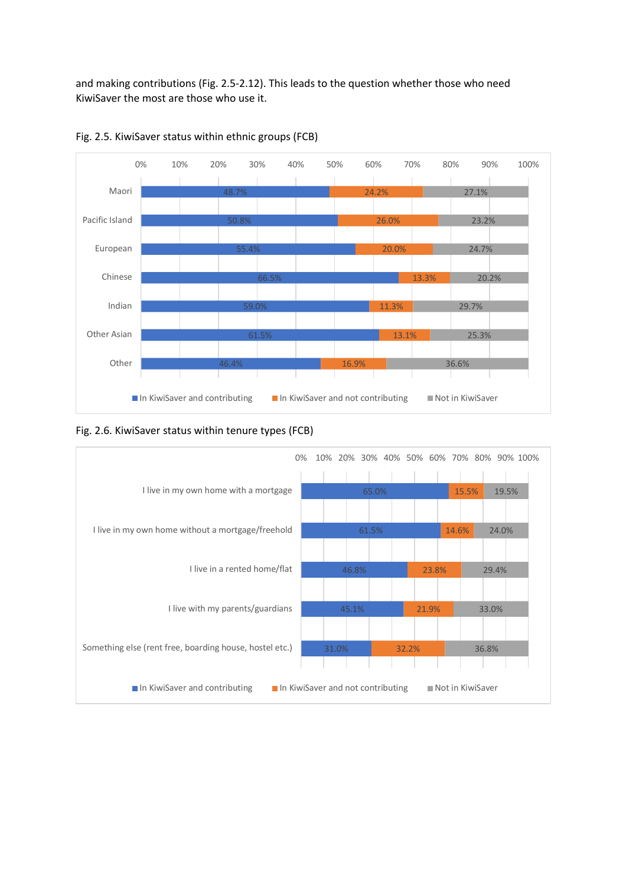and making contributions (Fig. 2.5-2.12). This leads to the question whether those who need KiwiSaver the most are those who use it.

Fig. 2.5. KiwiSaver status within ethnic groups (FCB)

| | In KiwiSaver and contributing | In KiwiSaver and not contributing | Not in KiwiSaver |
|---|---|---|---|
| Maori | 48.7% | 24.2% | 27.1% |
| Pacific Island | 50.8% | 26.0% | 23.2% |
| European | 55.4% | 20.0% | 24.7% |
| Chinese | 66.5% | 13.3% | 20.2% |
| Indian | 59.0% | 11.3% | 29.7% |
| Other Asian | 61.5% | 13.1% | 25.3% |
| Other | 46.4% | 16.9% | 36.6% |

Fig. 2.6. KiwiSaver status within tenure types (FCB)

| | In KiwiSaver and contributing | In KiwiSaver and not contributing | Not in KiwiSaver |
|---|---|---|---|
| I live in my own home with a mortgage | 65.0% | 15.5% | 19.5% |
| I live in my own home without a mortgage/freehold | 61.5% | 14.6% | 24.0% |
| I live in a rented home/flat | 46.8% | 23.8% | 29.4% |
| I live with my parents/guardians | 45.1% | 21.9% | 33.0% |
| Something else (rent free, boarding house, hostel etc.) | 31.0% | 32.2% | 36.8% |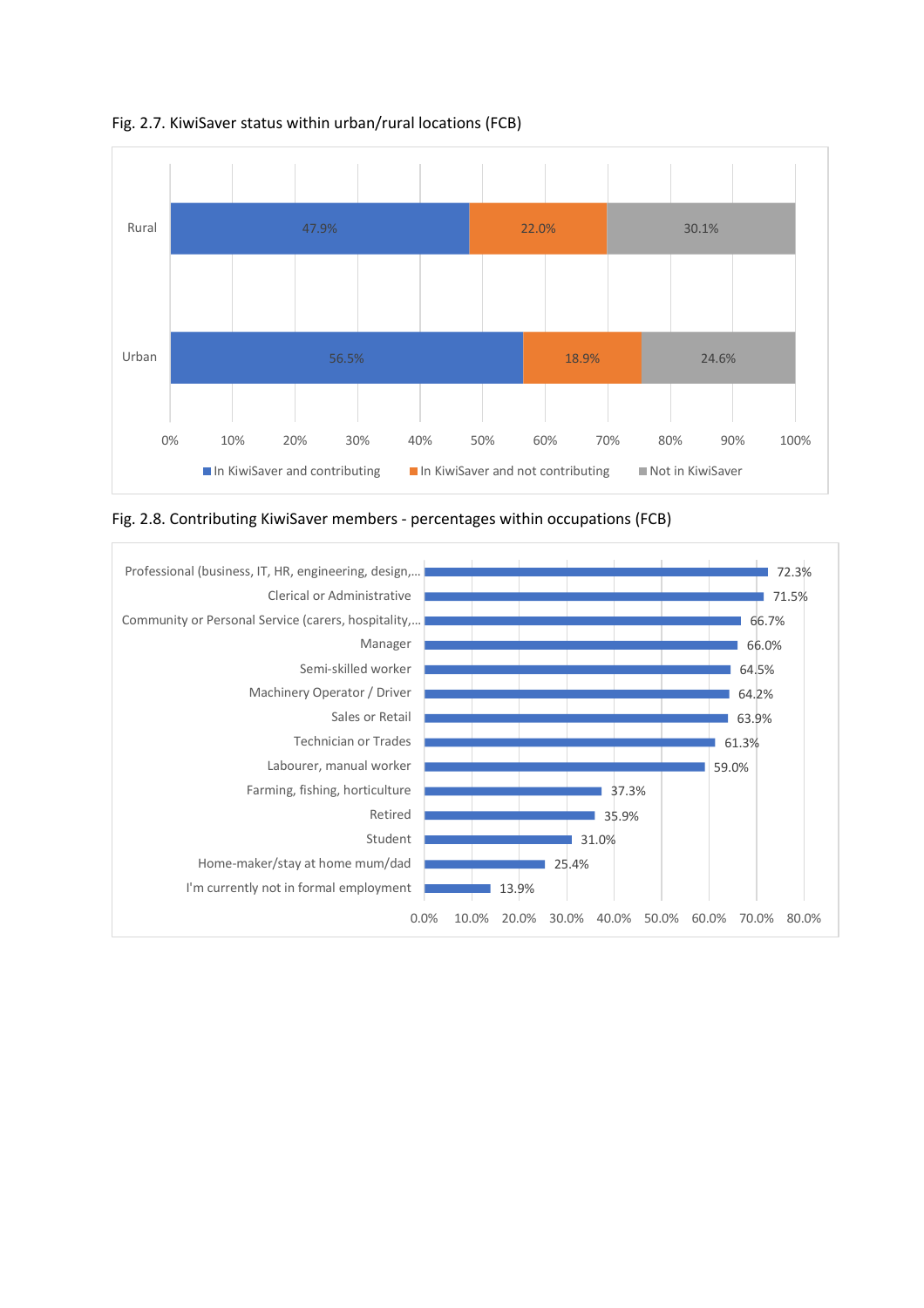Fig. 2.7. KiwiSaver status within urban/rural locations (FCB)

| | In KiwiSaver and contributing | In KiwiSaver and not contributing | Not in KiwiSaver |
|---|---|---|---|
| Rural | 47.9% | 22.0% | 30.1% |
| Urban | 56.5% | 18.9% | 24.6% |

Fig. 2.8. Contributing KiwiSaver members - percentages within occupations (FCB)

| Occupation | Contributing KiwiSaver members |
|---|---|
| Professional (business, IT, HR, engineering, design,… | 72.3% |
| Clerical or Administrative | 71.5% |
| Community or Personal Service (carers, hospitality,… | 66.7% |
| Manager | 66.0% |
| Semi-skilled worker | 64.5% |
| Machinery Operator / Driver | 64.2% |
| Sales or Retail | 63.9% |
| Technician or Trades | 61.3% |
| Labourer, manual worker | 59.0% |
| Farming, fishing, horticulture | 37.3% |
| Retired | 35.9% |
| Student | 31.0% |
| Home-maker/stay at home mum/dad | 25.4% |
| I'm currently not in formal employment | 13.9% |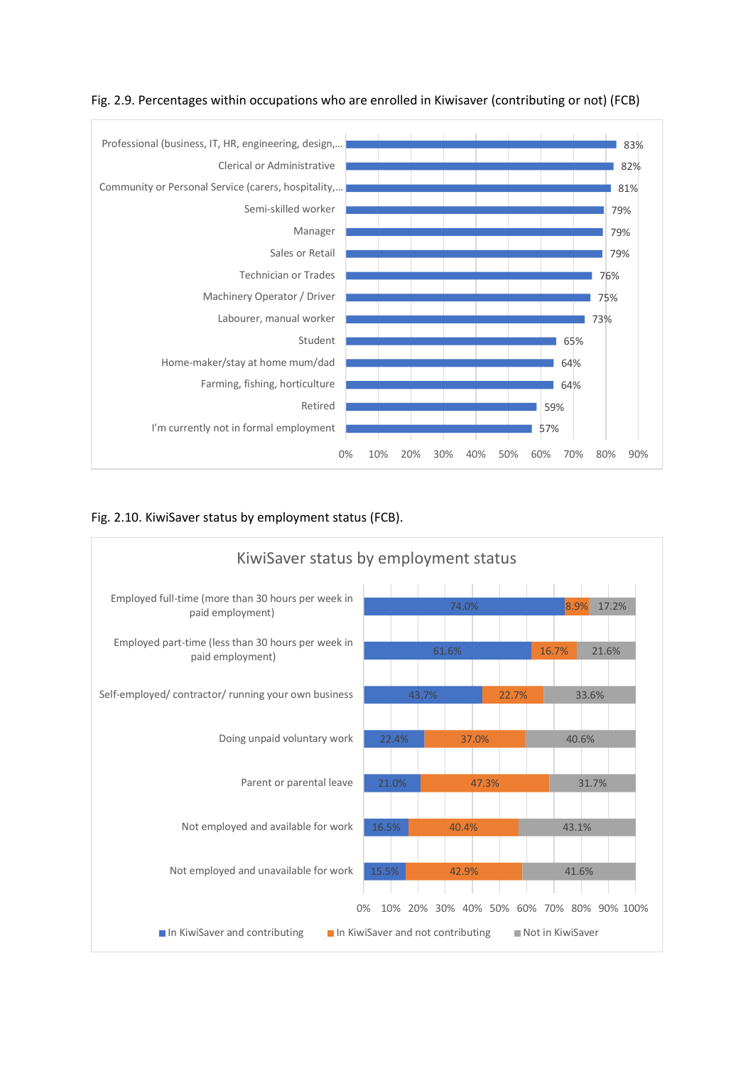Fig. 2.9. Percentages within occupations who are enrolled in Kiwisaver (contributing or not) (FCB)

| Occupation | Enrolled in KiwiSaver |
|---|---|
| Professional (business, IT, HR, engineering, design,... | 83% |
| Clerical or Administrative | 82% |
| Community or Personal Service (carers, hospitality,... | 81% |
| Semi-skilled worker | 79% |
| Manager | 79% |
| Sales or Retail | 79% |
| Technician or Trades | 76% |
| Machinery Operator / Driver | 75% |
| Labourer, manual worker | 73% |
| Student | 65% |
| Home-maker/stay at home mum/dad | 64% |
| Farming, fishing, horticulture | 64% |
| Retired | 59% |
| I'm currently not in formal employment | 57% |

Fig. 2.10. KiwiSaver status by employment status (FCB).

KiwiSaver status by employment status

| Employment status | In KiwiSaver and contributing | In KiwiSaver and not contributing | Not in KiwiSaver |
|---|---|---|---|
| Employed full-time (more than 30 hours per week in paid employment) | 74.0% | 8.9% | 17.2% |
| Employed part-time (less than 30 hours per week in paid employment) | 61.6% | 16.7% | 21.6% |
| Self-employed/ contractor/ running your own business | 43.7% | 22.7% | 33.6% |
| Doing unpaid voluntary work | 22.4% | 37.0% | 40.6% |
| Parent or parental leave | 21.0% | 47.3% | 31.7% |
| Not employed and available for work | 16.5% | 40.4% | 43.1% |
| Not employed and unavailable for work | 15.5% | 42.9% | 41.6% |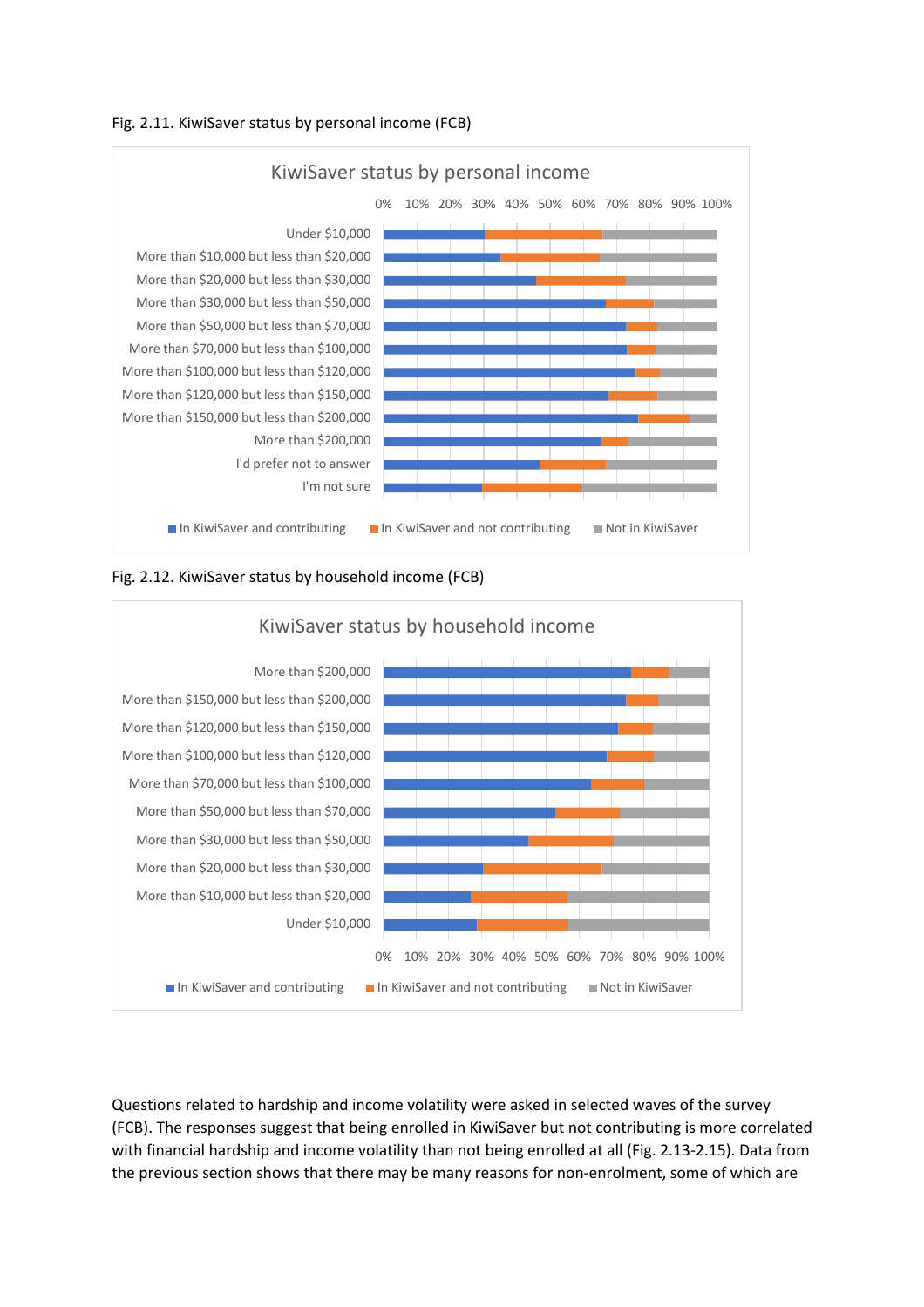Fig. 2.11. KiwiSaver status by personal income (FCB)

Fig. 2.12. KiwiSaver status by household income (FCB)

Questions related to hardship and income volatility were asked in selected waves of the survey (FCB). The responses suggest that being enrolled in KiwiSaver but not contributing is more correlated with financial hardship and income volatility than not being enrolled at all (Fig. 2.13-2.15). Data from the previous section shows that there may be many reasons for non-enrolment, some of which are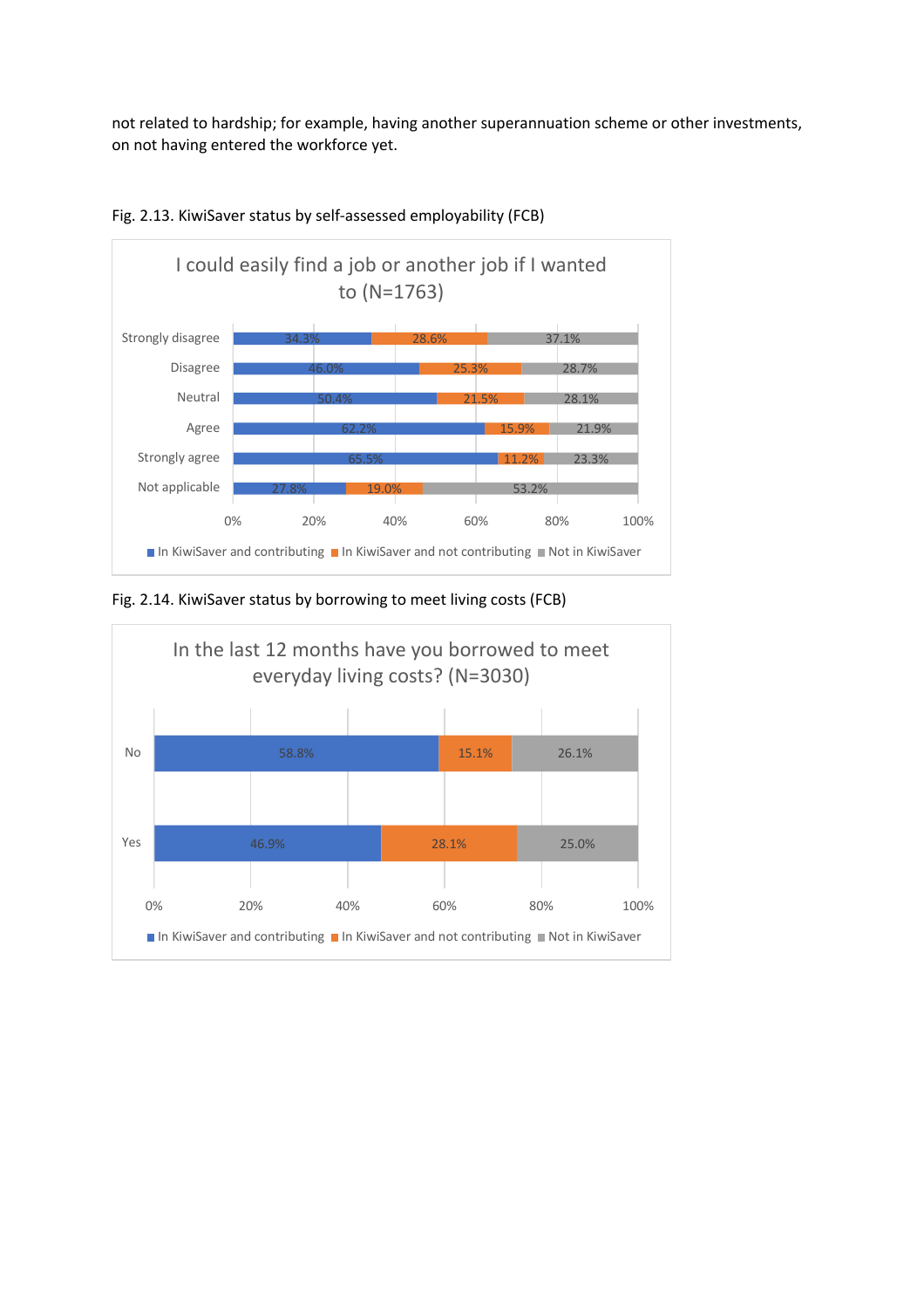not related to hardship; for example, having another superannuation scheme or other investments, on not having entered the workforce yet.

Fig. 2.13. KiwiSaver status by self-assessed employability (FCB)

**I could easily find a job or another job if I wanted to (N=1763)**

| | In KiwiSaver and contributing | In KiwiSaver and not contributing | Not in KiwiSaver |
|---|---|---|---|
| Strongly disagree | 34.3% | 28.6% | 37.1% |
| Disagree | 46.0% | 25.3% | 28.7% |
| Neutral | 50.4% | 21.5% | 28.1% |
| Agree | 62.2% | 15.9% | 21.9% |
| Strongly agree | 65.5% | 11.2% | 23.3% |
| Not applicable | 27.8% | 19.0% | 53.2% |

Fig. 2.14. KiwiSaver status by borrowing to meet living costs (FCB)

**In the last 12 months have you borrowed to meet everyday living costs? (N=3030)**

| | In KiwiSaver and contributing | In KiwiSaver and not contributing | Not in KiwiSaver |
|---|---|---|---|
| No | 58.8% | 15.1% | 26.1% |
| Yes | 46.9% | 28.1% | 25.0% |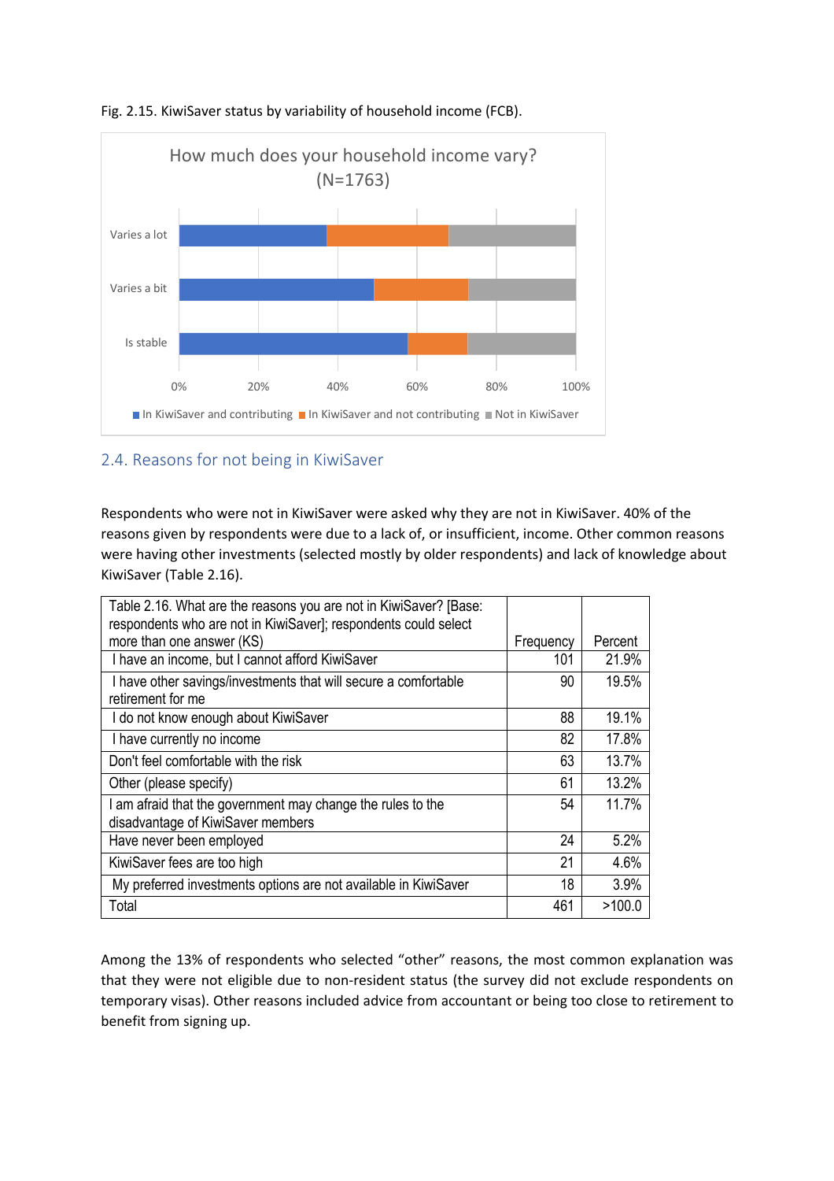Fig. 2.15. KiwiSaver status by variability of household income (FCB).

How much does your household income vary? (N=1763)

## 2.4. Reasons for not being in KiwiSaver

Respondents who were not in KiwiSaver were asked why they are not in KiwiSaver. 40% of the reasons given by respondents were due to a lack of, or insufficient, income. Other common reasons were having other investments (selected mostly by older respondents) and lack of knowledge about KiwiSaver (Table 2.16).

| Table 2.16. What are the reasons you are not in KiwiSaver? [Base: respondents who are not in KiwiSaver]; respondents could select more than one answer (KS) | Frequency | Percent |
|---|---|---|
| I have an income, but I cannot afford KiwiSaver | 101 | 21.9% |
| I have other savings/investments that will secure a comfortable retirement for me | 90 | 19.5% |
| I do not know enough about KiwiSaver | 88 | 19.1% |
| I have currently no income | 82 | 17.8% |
| Don't feel comfortable with the risk | 63 | 13.7% |
| Other (please specify) | 61 | 13.2% |
| I am afraid that the government may change the rules to the disadvantage of KiwiSaver members | 54 | 11.7% |
| Have never been employed | 24 | 5.2% |
| KiwiSaver fees are too high | 21 | 4.6% |
| My preferred investments options are not available in KiwiSaver | 18 | 3.9% |
| Total | 461 | >100.0 |

Among the 13% of respondents who selected "other" reasons, the most common explanation was that they were not eligible due to non-resident status (the survey did not exclude respondents on temporary visas). Other reasons included advice from accountant or being too close to retirement to benefit from signing up.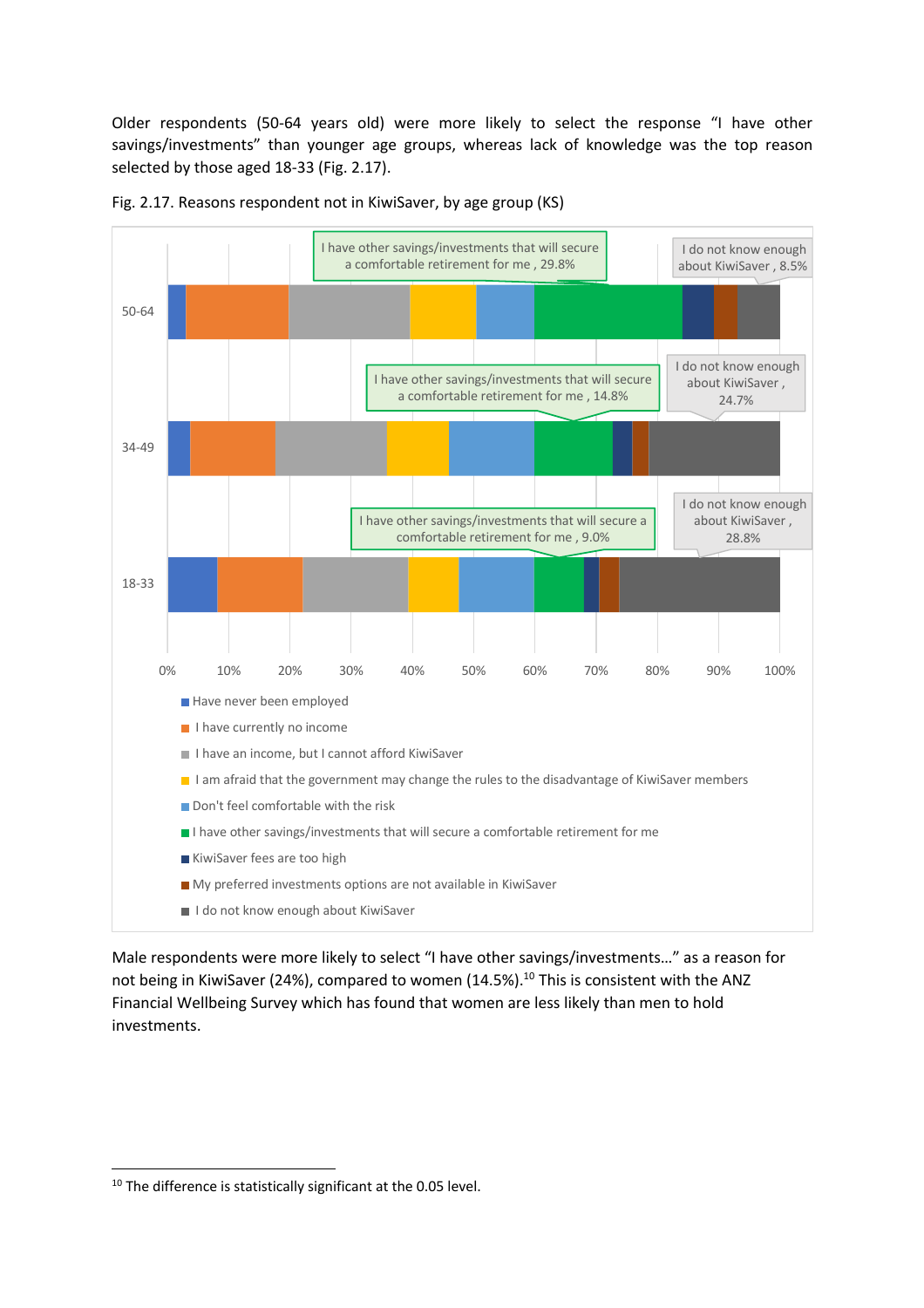Older respondents (50-64 years old) were more likely to select the response "I have other savings/investments" than younger age groups, whereas lack of knowledge was the top reason selected by those aged 18-33 (Fig. 2.17).

Fig. 2.17. Reasons respondent not in KiwiSaver, by age group (KS)

Male respondents were more likely to select "I have other savings/investments…" as a reason for not being in KiwiSaver (24%), compared to women (14.5%).[10] This is consistent with the ANZ Financial Wellbeing Survey which has found that women are less likely than men to hold investments.

[10] The difference is statistically significant at the 0.05 level.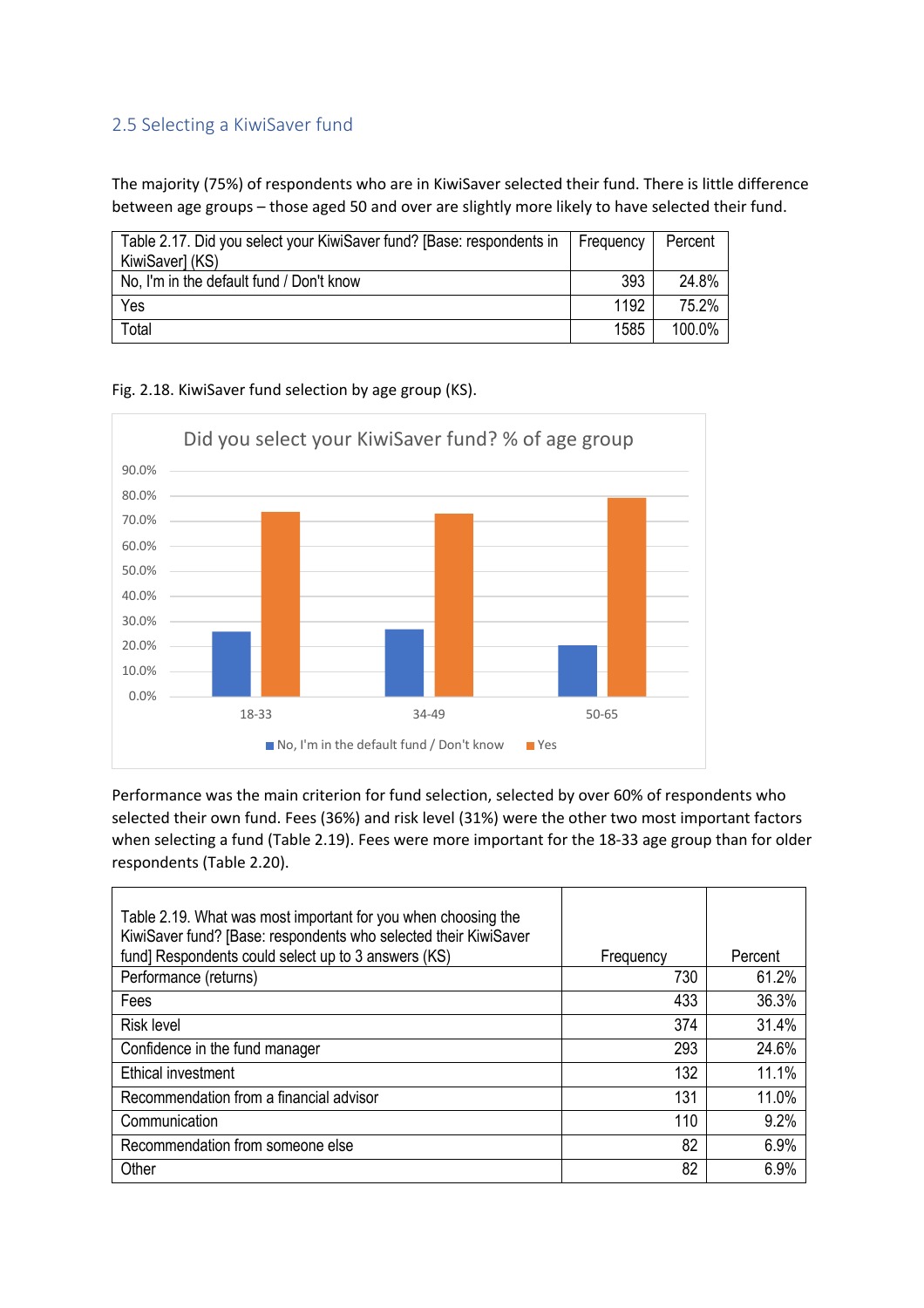## 2.5 Selecting a KiwiSaver fund

The majority (75%) of respondents who are in KiwiSaver selected their fund. There is little difference between age groups – those aged 50 and over are slightly more likely to have selected their fund.

| Table 2.17. Did you select your KiwiSaver fund? [Base: respondents in KiwiSaver] (KS) | Frequency | Percent |
|---|---|---|
| No, I'm in the default fund / Don't know | 393 | 24.8% |
| Yes | 1192 | 75.2% |
| Total | 1585 | 100.0% |

Fig. 2.18. KiwiSaver fund selection by age group (KS).

Performance was the main criterion for fund selection, selected by over 60% of respondents who selected their own fund. Fees (36%) and risk level (31%) were the other two most important factors when selecting a fund (Table 2.19). Fees were more important for the 18-33 age group than for older respondents (Table 2.20).

| Table 2.19. What was most important for you when choosing the KiwiSaver fund? [Base: respondents who selected their KiwiSaver fund] Respondents could select up to 3 answers (KS) | Frequency | Percent |
|---|---|---|
| Performance (returns) | 730 | 61.2% |
| Fees | 433 | 36.3% |
| Risk level | 374 | 31.4% |
| Confidence in the fund manager | 293 | 24.6% |
| Ethical investment | 132 | 11.1% |
| Recommendation from a financial advisor | 131 | 11.0% |
| Communication | 110 | 9.2% |
| Recommendation from someone else | 82 | 6.9% |
| Other | 82 | 6.9% |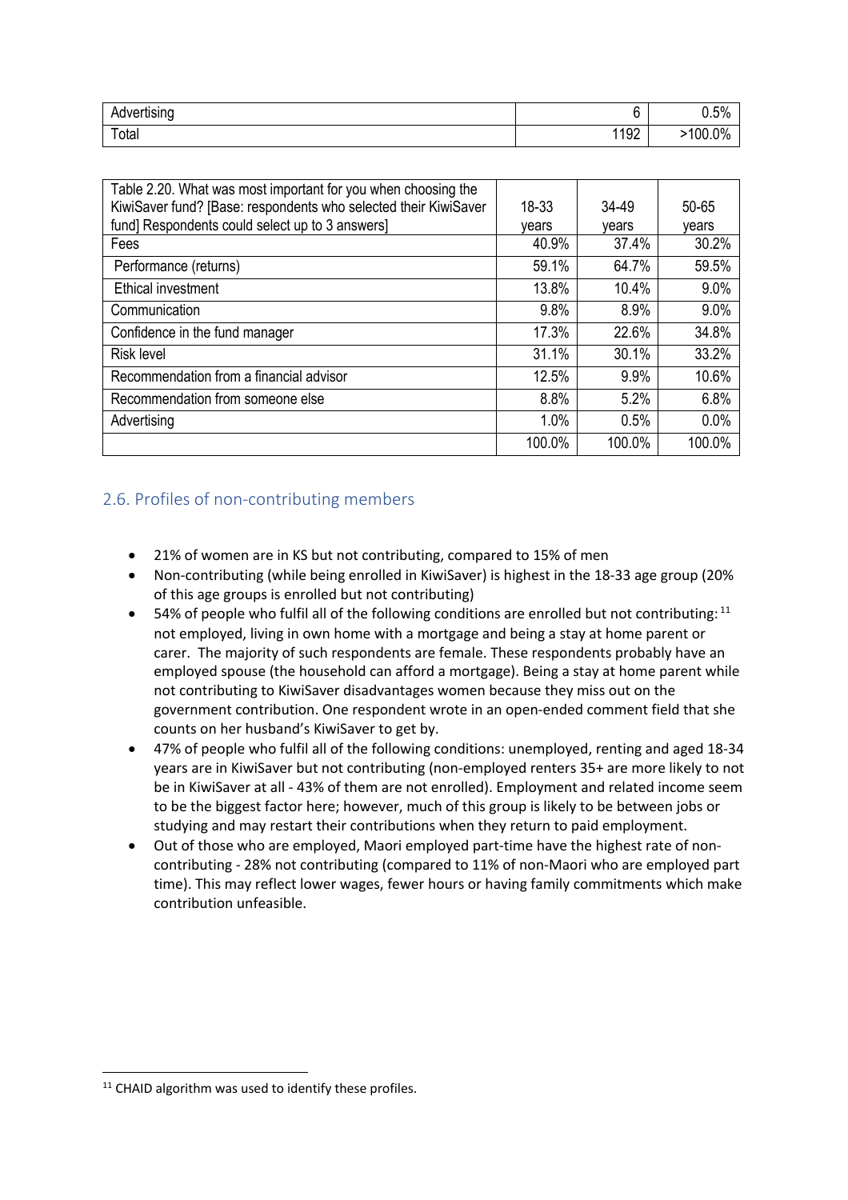| Advertising | 6 | 0.5% |
|---|---|---|
| Total | 1192 | >100.0% |

| Table 2.20. What was most important for you when choosing the KiwiSaver fund? [Base: respondents who selected their KiwiSaver fund] Respondents could select up to 3 answers] | 18-33 years | 34-49 years | 50-65 years |
|---|---|---|---|
| Fees | 40.9% | 37.4% | 30.2% |
| Performance (returns) | 59.1% | 64.7% | 59.5% |
| Ethical investment | 13.8% | 10.4% | 9.0% |
| Communication | 9.8% | 8.9% | 9.0% |
| Confidence in the fund manager | 17.3% | 22.6% | 34.8% |
| Risk level | 31.1% | 30.1% | 33.2% |
| Recommendation from a financial advisor | 12.5% | 9.9% | 10.6% |
| Recommendation from someone else | 8.8% | 5.2% | 6.8% |
| Advertising | 1.0% | 0.5% | 0.0% |
| | 100.0% | 100.0% | 100.0% |

## 2.6. Profiles of non-contributing members

- 21% of women are in KS but not contributing, compared to 15% of men
- Non-contributing (while being enrolled in KiwiSaver) is highest in the 18-33 age group (20% of this age groups is enrolled but not contributing)
- 54% of people who fulfil all of the following conditions are enrolled but not contributing:[11] not employed, living in own home with a mortgage and being a stay at home parent or carer. The majority of such respondents are female. These respondents probably have an employed spouse (the household can afford a mortgage). Being a stay at home parent while not contributing to KiwiSaver disadvantages women because they miss out on the government contribution. One respondent wrote in an open-ended comment field that she counts on her husband's KiwiSaver to get by.
- 47% of people who fulfil all of the following conditions: unemployed, renting and aged 18-34 years are in KiwiSaver but not contributing (non-employed renters 35+ are more likely to not be in KiwiSaver at all - 43% of them are not enrolled). Employment and related income seem to be the biggest factor here; however, much of this group is likely to be between jobs or studying and may restart their contributions when they return to paid employment.
- Out of those who are employed, Maori employed part-time have the highest rate of non-contributing - 28% not contributing (compared to 11% of non-Maori who are employed part time). This may reflect lower wages, fewer hours or having family commitments which make contribution unfeasible.

[11] CHAID algorithm was used to identify these profiles.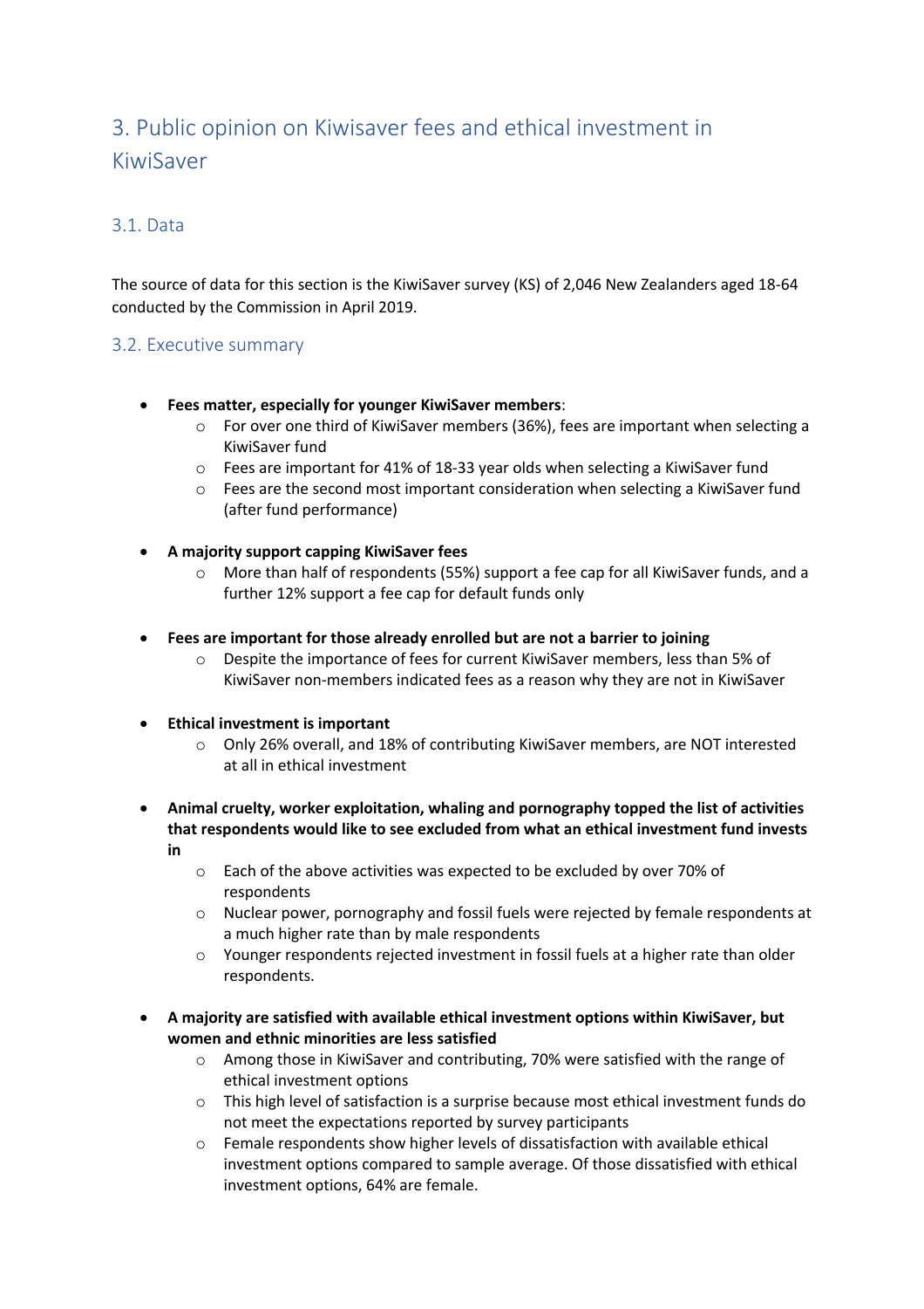## 3. Public opinion on Kiwisaver fees and ethical investment in KiwiSaver

### 3.1. Data

The source of data for this section is the KiwiSaver survey (KS) of 2,046 New Zealanders aged 18-64 conducted by the Commission in April 2019.

### 3.2. Executive summary

- **Fees matter, especially for younger KiwiSaver members**:
  - For over one third of KiwiSaver members (36%), fees are important when selecting a KiwiSaver fund
  - Fees are important for 41% of 18-33 year olds when selecting a KiwiSaver fund
  - Fees are the second most important consideration when selecting a KiwiSaver fund (after fund performance)

- **A majority support capping KiwiSaver fees**
  - More than half of respondents (55%) support a fee cap for all KiwiSaver funds, and a further 12% support a fee cap for default funds only

- **Fees are important for those already enrolled but are not a barrier to joining**
  - Despite the importance of fees for current KiwiSaver members, less than 5% of KiwiSaver non-members indicated fees as a reason why they are not in KiwiSaver

- **Ethical investment is important**
  - Only 26% overall, and 18% of contributing KiwiSaver members, are NOT interested at all in ethical investment

- **Animal cruelty, worker exploitation, whaling and pornography topped the list of activities that respondents would like to see excluded from what an ethical investment fund invests in**
  - Each of the above activities was expected to be excluded by over 70% of respondents
  - Nuclear power, pornography and fossil fuels were rejected by female respondents at a much higher rate than by male respondents
  - Younger respondents rejected investment in fossil fuels at a higher rate than older respondents.

- **A majority are satisfied with available ethical investment options within KiwiSaver, but women and ethnic minorities are less satisfied**
  - Among those in KiwiSaver and contributing, 70% were satisfied with the range of ethical investment options
  - This high level of satisfaction is a surprise because most ethical investment funds do not meet the expectations reported by survey participants
  - Female respondents show higher levels of dissatisfaction with available ethical investment options compared to sample average. Of those dissatisfied with ethical investment options, 64% are female.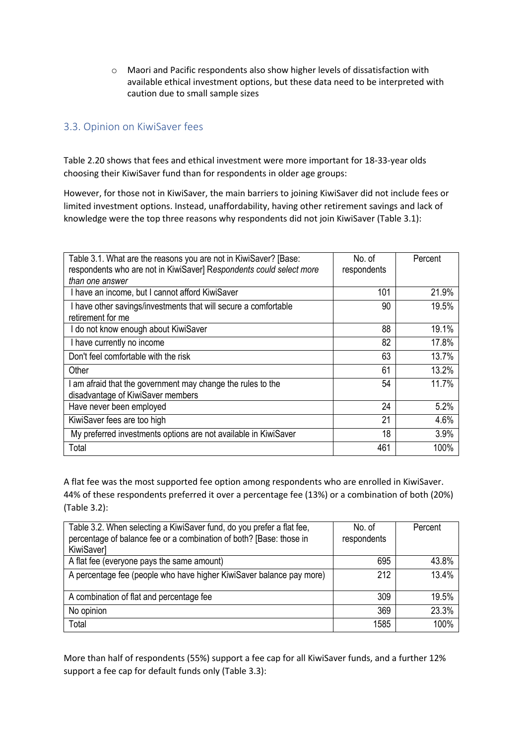- Maori and Pacific respondents also show higher levels of dissatisfaction with available ethical investment options, but these data need to be interpreted with caution due to small sample sizes

## 3.3. Opinion on KiwiSaver fees

Table 2.20 shows that fees and ethical investment were more important for 18-33-year olds choosing their KiwiSaver fund than for respondents in older age groups:

However, for those not in KiwiSaver, the main barriers to joining KiwiSaver did not include fees or limited investment options. Instead, unaffordability, having other retirement savings and lack of knowledge were the top three reasons why respondents did not join KiwiSaver (Table 3.1):

| Table 3.1. What are the reasons you are not in KiwiSaver? [Base: respondents who are not in KiwiSaver] *Respondents could select more than one answer* | No. of respondents | Percent |
|---|---|---|
| I have an income, but I cannot afford KiwiSaver | 101 | 21.9% |
| I have other savings/investments that will secure a comfortable retirement for me | 90 | 19.5% |
| I do not know enough about KiwiSaver | 88 | 19.1% |
| I have currently no income | 82 | 17.8% |
| Don't feel comfortable with the risk | 63 | 13.7% |
| Other | 61 | 13.2% |
| I am afraid that the government may change the rules to the disadvantage of KiwiSaver members | 54 | 11.7% |
| Have never been employed | 24 | 5.2% |
| KiwiSaver fees are too high | 21 | 4.6% |
| My preferred investments options are not available in KiwiSaver | 18 | 3.9% |
| Total | 461 | 100% |

A flat fee was the most supported fee option among respondents who are enrolled in KiwiSaver. 44% of these respondents preferred it over a percentage fee (13%) or a combination of both (20%) (Table 3.2):

| Table 3.2. When selecting a KiwiSaver fund, do you prefer a flat fee, percentage of balance fee or a combination of both? [Base: those in KiwiSaver] | No. of respondents | Percent |
|---|---|---|
| A flat fee (everyone pays the same amount) | 695 | 43.8% |
| A percentage fee (people who have higher KiwiSaver balance pay more) | 212 | 13.4% |
| A combination of flat and percentage fee | 309 | 19.5% |
| No opinion | 369 | 23.3% |
| Total | 1585 | 100% |

More than half of respondents (55%) support a fee cap for all KiwiSaver funds, and a further 12% support a fee cap for default funds only (Table 3.3):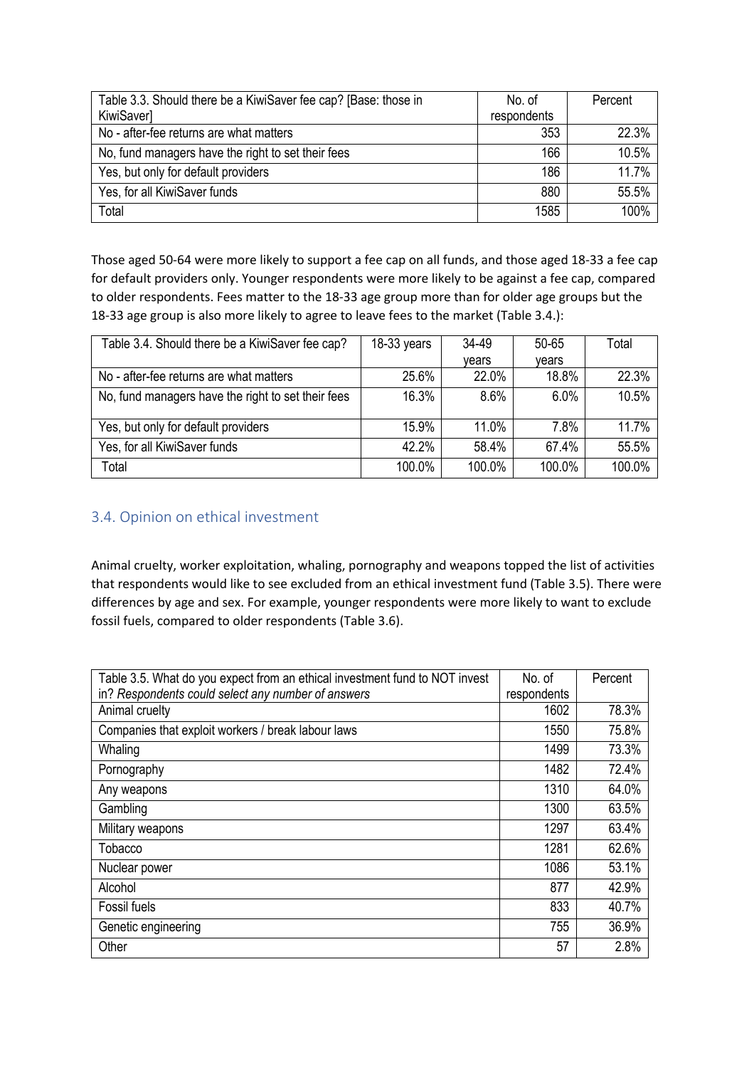| Table 3.3. Should there be a KiwiSaver fee cap? [Base: those in KiwiSaver] | No. of respondents | Percent |
|---|---|---|
| No - after-fee returns are what matters | 353 | 22.3% |
| No, fund managers have the right to set their fees | 166 | 10.5% |
| Yes, but only for default providers | 186 | 11.7% |
| Yes, for all KiwiSaver funds | 880 | 55.5% |
| Total | 1585 | 100% |

Those aged 50-64 were more likely to support a fee cap on all funds, and those aged 18-33 a fee cap for default providers only. Younger respondents were more likely to be against a fee cap, compared to older respondents. Fees matter to the 18-33 age group more than for older age groups but the 18-33 age group is also more likely to agree to leave fees to the market (Table 3.4.):

| Table 3.4. Should there be a KiwiSaver fee cap? | 18-33 years | 34-49 years | 50-65 years | Total |
|---|---|---|---|---|
| No - after-fee returns are what matters | 25.6% | 22.0% | 18.8% | 22.3% |
| No, fund managers have the right to set their fees | 16.3% | 8.6% | 6.0% | 10.5% |
| Yes, but only for default providers | 15.9% | 11.0% | 7.8% | 11.7% |
| Yes, for all KiwiSaver funds | 42.2% | 58.4% | 67.4% | 55.5% |
| Total | 100.0% | 100.0% | 100.0% | 100.0% |

## 3.4. Opinion on ethical investment

Animal cruelty, worker exploitation, whaling, pornography and weapons topped the list of activities that respondents would like to see excluded from an ethical investment fund (Table 3.5). There were differences by age and sex. For example, younger respondents were more likely to want to exclude fossil fuels, compared to older respondents (Table 3.6).

| Table 3.5. What do you expect from an ethical investment fund to NOT invest in? *Respondents could select any number of answers* | No. of respondents | Percent |
|---|---|---|
| Animal cruelty | 1602 | 78.3% |
| Companies that exploit workers / break labour laws | 1550 | 75.8% |
| Whaling | 1499 | 73.3% |
| Pornography | 1482 | 72.4% |
| Any weapons | 1310 | 64.0% |
| Gambling | 1300 | 63.5% |
| Military weapons | 1297 | 63.4% |
| Tobacco | 1281 | 62.6% |
| Nuclear power | 1086 | 53.1% |
| Alcohol | 877 | 42.9% |
| Fossil fuels | 833 | 40.7% |
| Genetic engineering | 755 | 36.9% |
| Other | 57 | 2.8% |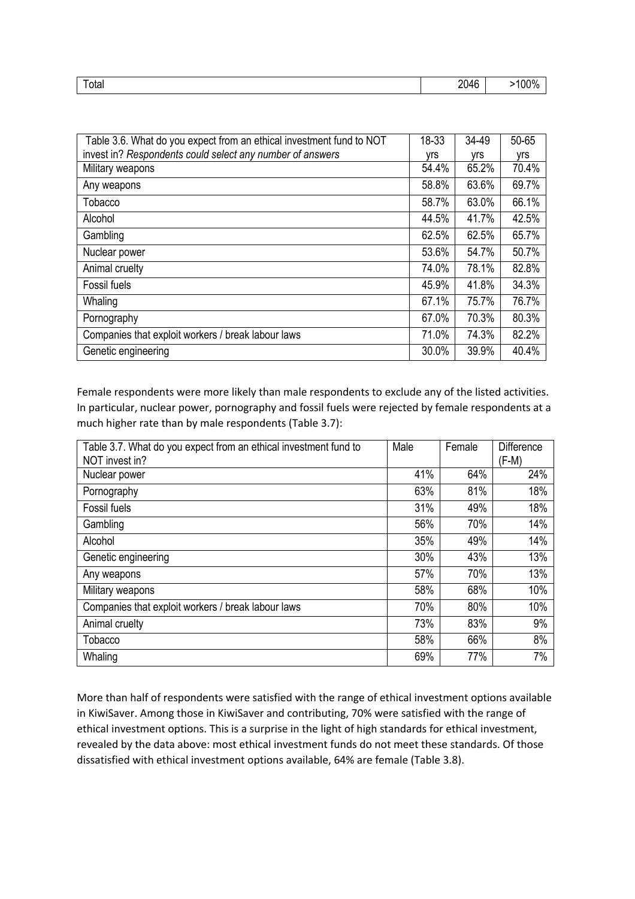| Total | 2046 | >100% |
|---|---|---|

| Table 3.6. What do you expect from an ethical investment fund to NOT invest in? *Respondents could select any number of answers* | 18-33 yrs | 34-49 yrs | 50-65 yrs |
|---|---|---|---|
| Military weapons | 54.4% | 65.2% | 70.4% |
| Any weapons | 58.8% | 63.6% | 69.7% |
| Tobacco | 58.7% | 63.0% | 66.1% |
| Alcohol | 44.5% | 41.7% | 42.5% |
| Gambling | 62.5% | 62.5% | 65.7% |
| Nuclear power | 53.6% | 54.7% | 50.7% |
| Animal cruelty | 74.0% | 78.1% | 82.8% |
| Fossil fuels | 45.9% | 41.8% | 34.3% |
| Whaling | 67.1% | 75.7% | 76.7% |
| Pornography | 67.0% | 70.3% | 80.3% |
| Companies that exploit workers / break labour laws | 71.0% | 74.3% | 82.2% |
| Genetic engineering | 30.0% | 39.9% | 40.4% |

Female respondents were more likely than male respondents to exclude any of the listed activities. In particular, nuclear power, pornography and fossil fuels were rejected by female respondents at a much higher rate than by male respondents (Table 3.7):

| Table 3.7. What do you expect from an ethical investment fund to NOT invest in? | Male | Female | Difference (F-M) |
|---|---|---|---|
| Nuclear power | 41% | 64% | 24% |
| Pornography | 63% | 81% | 18% |
| Fossil fuels | 31% | 49% | 18% |
| Gambling | 56% | 70% | 14% |
| Alcohol | 35% | 49% | 14% |
| Genetic engineering | 30% | 43% | 13% |
| Any weapons | 57% | 70% | 13% |
| Military weapons | 58% | 68% | 10% |
| Companies that exploit workers / break labour laws | 70% | 80% | 10% |
| Animal cruelty | 73% | 83% | 9% |
| Tobacco | 58% | 66% | 8% |
| Whaling | 69% | 77% | 7% |

More than half of respondents were satisfied with the range of ethical investment options available in KiwiSaver. Among those in KiwiSaver and contributing, 70% were satisfied with the range of ethical investment options. This is a surprise in the light of high standards for ethical investment, revealed by the data above: most ethical investment funds do not meet these standards. Of those dissatisfied with ethical investment options available, 64% are female (Table 3.8).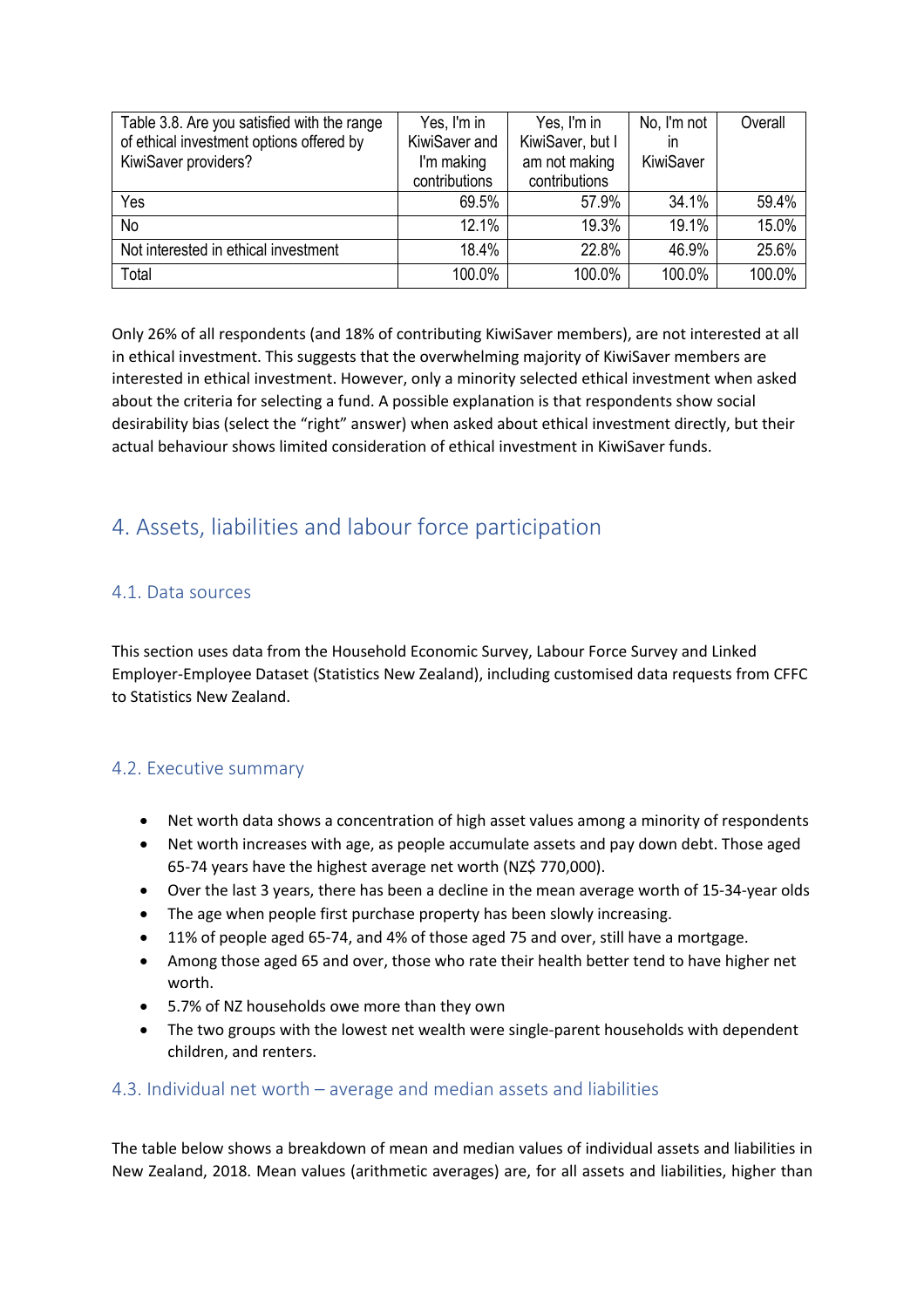| Table 3.8. Are you satisfied with the range of ethical investment options offered by KiwiSaver providers? | Yes, I'm in KiwiSaver and I'm making contributions | Yes, I'm in KiwiSaver, but I am not making contributions | No, I'm not in KiwiSaver | Overall |
|---|---|---|---|---|
| Yes | 69.5% | 57.9% | 34.1% | 59.4% |
| No | 12.1% | 19.3% | 19.1% | 15.0% |
| Not interested in ethical investment | 18.4% | 22.8% | 46.9% | 25.6% |
| Total | 100.0% | 100.0% | 100.0% | 100.0% |

Only 26% of all respondents (and 18% of contributing KiwiSaver members), are not interested at all in ethical investment. This suggests that the overwhelming majority of KiwiSaver members are interested in ethical investment. However, only a minority selected ethical investment when asked about the criteria for selecting a fund. A possible explanation is that respondents show social desirability bias (select the "right" answer) when asked about ethical investment directly, but their actual behaviour shows limited consideration of ethical investment in KiwiSaver funds.

# 4. Assets, liabilities and labour force participation

## 4.1. Data sources

This section uses data from the Household Economic Survey, Labour Force Survey and Linked Employer-Employee Dataset (Statistics New Zealand), including customised data requests from CFFC to Statistics New Zealand.

## 4.2. Executive summary

- Net worth data shows a concentration of high asset values among a minority of respondents
- Net worth increases with age, as people accumulate assets and pay down debt. Those aged 65-74 years have the highest average net worth (NZ$ 770,000).
- Over the last 3 years, there has been a decline in the mean average worth of 15-34-year olds
- The age when people first purchase property has been slowly increasing.
- 11% of people aged 65-74, and 4% of those aged 75 and over, still have a mortgage.
- Among those aged 65 and over, those who rate their health better tend to have higher net worth.
- 5.7% of NZ households owe more than they own
- The two groups with the lowest net wealth were single-parent households with dependent children, and renters.

## 4.3. Individual net worth – average and median assets and liabilities

The table below shows a breakdown of mean and median values of individual assets and liabilities in New Zealand, 2018. Mean values (arithmetic averages) are, for all assets and liabilities, higher than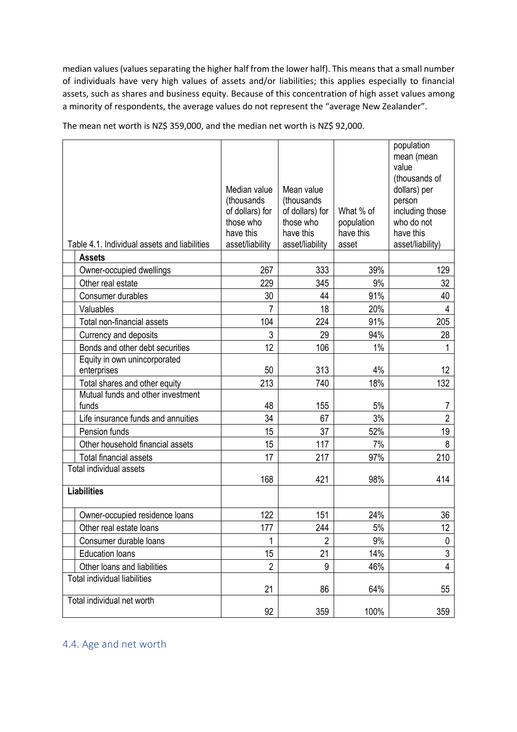median values (values separating the higher half from the lower half). This means that a small number of individuals have very high values of assets and/or liabilities; this applies especially to financial assets, such as shares and business equity. Because of this concentration of high asset values among a minority of respondents, the average values do not represent the "average New Zealander".

The mean net worth is NZ$ 359,000, and the median net worth is NZ$ 92,000.

| Table 4.1. Individual assets and liabilities | Median value (thousands of dollars) for those who have this asset/liability | Mean value (thousands of dollars) for those who have this asset/liability | What % of population have this asset | population mean (mean value (thousands of dollars) per person including those who do not have this asset/liability) |
|---|---|---|---|---|
| **Assets** | | | | |
| Owner-occupied dwellings | 267 | 333 | 39% | 129 |
| Other real estate | 229 | 345 | 9% | 32 |
| Consumer durables | 30 | 44 | 91% | 40 |
| Valuables | 7 | 18 | 20% | 4 |
| Total non-financial assets | 104 | 224 | 91% | 205 |
| Currency and deposits | 3 | 29 | 94% | 28 |
| Bonds and other debt securities | 12 | 106 | 1% | 1 |
| Equity in own unincorporated enterprises | 50 | 313 | 4% | 12 |
| Total shares and other equity | 213 | 740 | 18% | 132 |
| Mutual funds and other investment funds | 48 | 155 | 5% | 7 |
| Life insurance funds and annuities | 34 | 67 | 3% | 2 |
| Pension funds | 15 | 37 | 52% | 19 |
| Other household financial assets | 15 | 117 | 7% | 8 |
| Total financial assets | 17 | 217 | 97% | 210 |
| Total individual assets | 168 | 421 | 98% | 414 |
| **Liabilities** | | | | |
| Owner-occupied residence loans | 122 | 151 | 24% | 36 |
| Other real estate loans | 177 | 244 | 5% | 12 |
| Consumer durable loans | 1 | 2 | 9% | 0 |
| Education loans | 15 | 21 | 14% | 3 |
| Other loans and liabilities | 2 | 9 | 46% | 4 |
| Total individual liabilities | 21 | 86 | 64% | 55 |
| Total individual net worth | 92 | 359 | 100% | 359 |

## 4.4. Age and net worth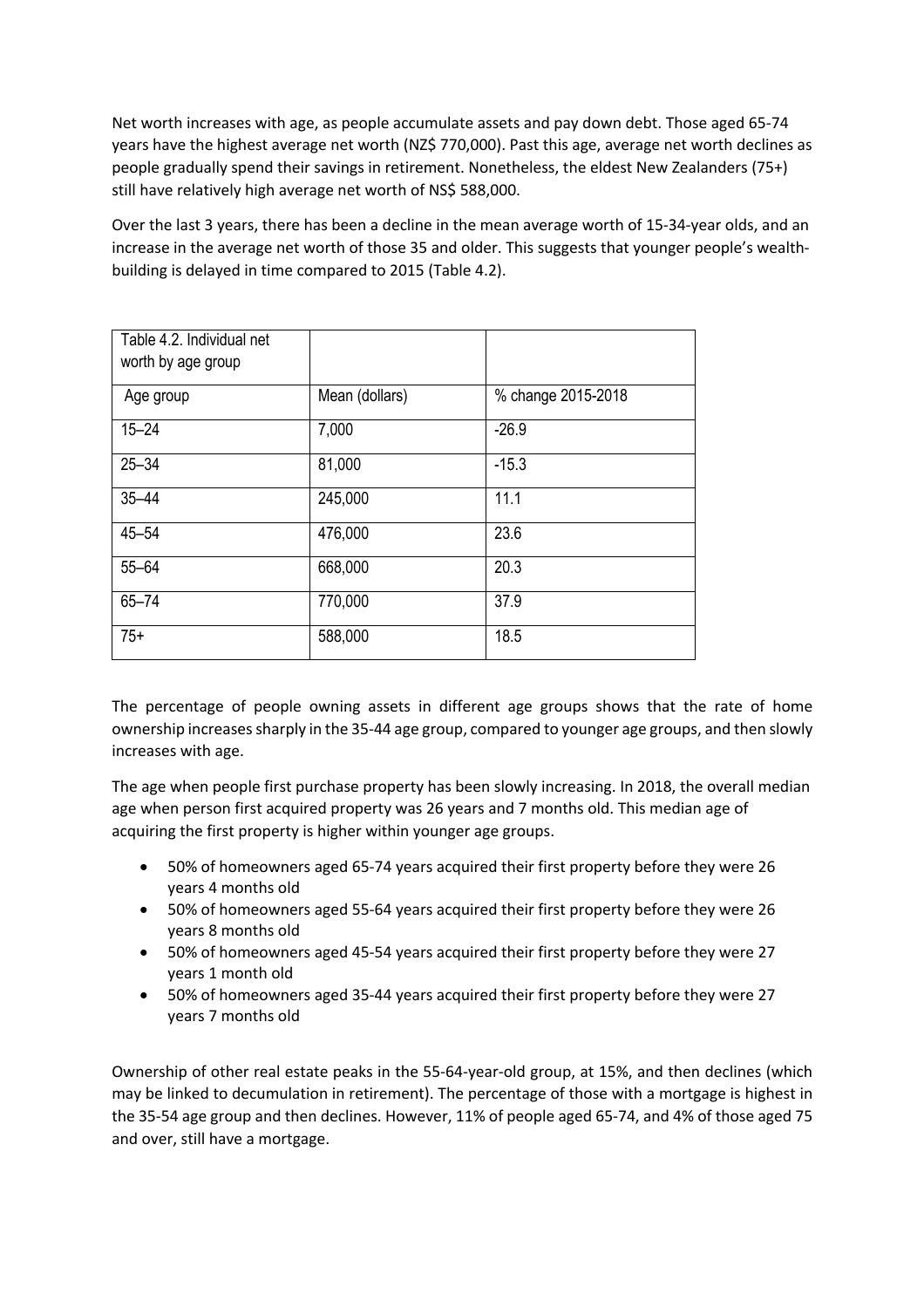Net worth increases with age, as people accumulate assets and pay down debt. Those aged 65-74 years have the highest average net worth (NZ$ 770,000). Past this age, average net worth declines as people gradually spend their savings in retirement. Nonetheless, the eldest New Zealanders (75+) still have relatively high average net worth of NS$ 588,000.

Over the last 3 years, there has been a decline in the mean average worth of 15-34-year olds, and an increase in the average net worth of those 35 and older. This suggests that younger people's wealth-building is delayed in time compared to 2015 (Table 4.2).

| Table 4.2. Individual net worth by age group | | |
|---|---|---|
| Age group | Mean (dollars) | % change 2015-2018 |
| 15–24 | 7,000 | -26.9 |
| 25–34 | 81,000 | -15.3 |
| 35–44 | 245,000 | 11.1 |
| 45–54 | 476,000 | 23.6 |
| 55–64 | 668,000 | 20.3 |
| 65–74 | 770,000 | 37.9 |
| 75+ | 588,000 | 18.5 |

The percentage of people owning assets in different age groups shows that the rate of home ownership increases sharply in the 35-44 age group, compared to younger age groups, and then slowly increases with age.

The age when people first purchase property has been slowly increasing. In 2018, the overall median age when person first acquired property was 26 years and 7 months old. This median age of acquiring the first property is higher within younger age groups.

- 50% of homeowners aged 65-74 years acquired their first property before they were 26 years 4 months old
- 50% of homeowners aged 55-64 years acquired their first property before they were 26 years 8 months old
- 50% of homeowners aged 45-54 years acquired their first property before they were 27 years 1 month old
- 50% of homeowners aged 35-44 years acquired their first property before they were 27 years 7 months old

Ownership of other real estate peaks in the 55-64-year-old group, at 15%, and then declines (which may be linked to decumulation in retirement). The percentage of those with a mortgage is highest in the 35-54 age group and then declines. However, 11% of people aged 65-74, and 4% of those aged 75 and over, still have a mortgage.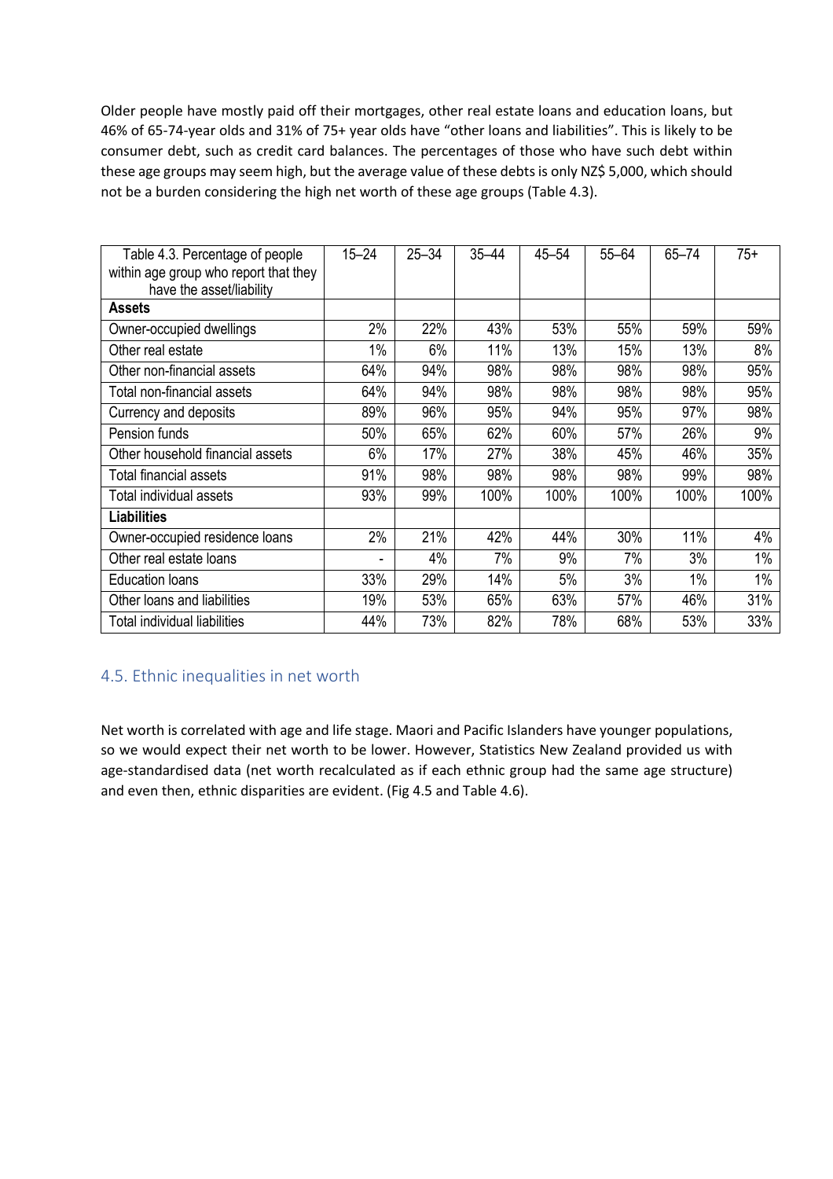Older people have mostly paid off their mortgages, other real estate loans and education loans, but 46% of 65-74-year olds and 31% of 75+ year olds have "other loans and liabilities". This is likely to be consumer debt, such as credit card balances. The percentages of those who have such debt within these age groups may seem high, but the average value of these debts is only NZ$ 5,000, which should not be a burden considering the high net worth of these age groups (Table 4.3).

| Table 4.3. Percentage of people within age group who report that they have the asset/liability | 15–24 | 25–34 | 35–44 | 45–54 | 55–64 | 65–74 | 75+ |
|---|---|---|---|---|---|---|---|
| **Assets** | | | | | | | |
| Owner-occupied dwellings | 2% | 22% | 43% | 53% | 55% | 59% | 59% |
| Other real estate | 1% | 6% | 11% | 13% | 15% | 13% | 8% |
| Other non-financial assets | 64% | 94% | 98% | 98% | 98% | 98% | 95% |
| Total non-financial assets | 64% | 94% | 98% | 98% | 98% | 98% | 95% |
| Currency and deposits | 89% | 96% | 95% | 94% | 95% | 97% | 98% |
| Pension funds | 50% | 65% | 62% | 60% | 57% | 26% | 9% |
| Other household financial assets | 6% | 17% | 27% | 38% | 45% | 46% | 35% |
| Total financial assets | 91% | 98% | 98% | 98% | 98% | 99% | 98% |
| Total individual assets | 93% | 99% | 100% | 100% | 100% | 100% | 100% |
| **Liabilities** | | | | | | | |
| Owner-occupied residence loans | 2% | 21% | 42% | 44% | 30% | 11% | 4% |
| Other real estate loans | - | 4% | 7% | 9% | 7% | 3% | 1% |
| Education loans | 33% | 29% | 14% | 5% | 3% | 1% | 1% |
| Other loans and liabilities | 19% | 53% | 65% | 63% | 57% | 46% | 31% |
| Total individual liabilities | 44% | 73% | 82% | 78% | 68% | 53% | 33% |

## 4.5. Ethnic inequalities in net worth

Net worth is correlated with age and life stage. Maori and Pacific Islanders have younger populations, so we would expect their net worth to be lower. However, Statistics New Zealand provided us with age-standardised data (net worth recalculated as if each ethnic group had the same age structure) and even then, ethnic disparities are evident. (Fig 4.5 and Table 4.6).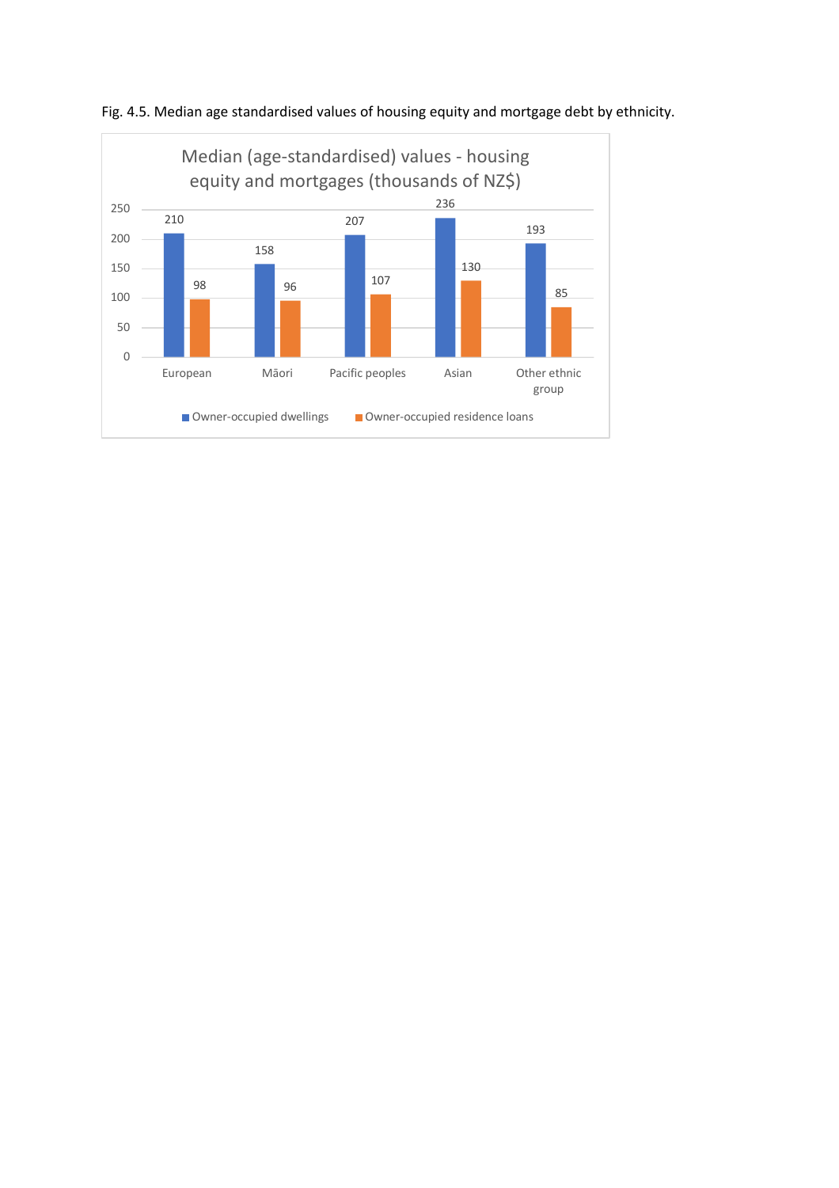Fig. 4.5. Median age standardised values of housing equity and mortgage debt by ethnicity.

**Median (age-standardised) values - housing equity and mortgages (thousands of NZ$)**

| | Owner-occupied dwellings | Owner-occupied residence loans |
|---|---|---|
| European | 210 | 98 |
| Māori | 158 | 96 |
| Pacific peoples | 207 | 107 |
| Asian | 236 | 130 |
| Other ethnic group | 193 | 85 |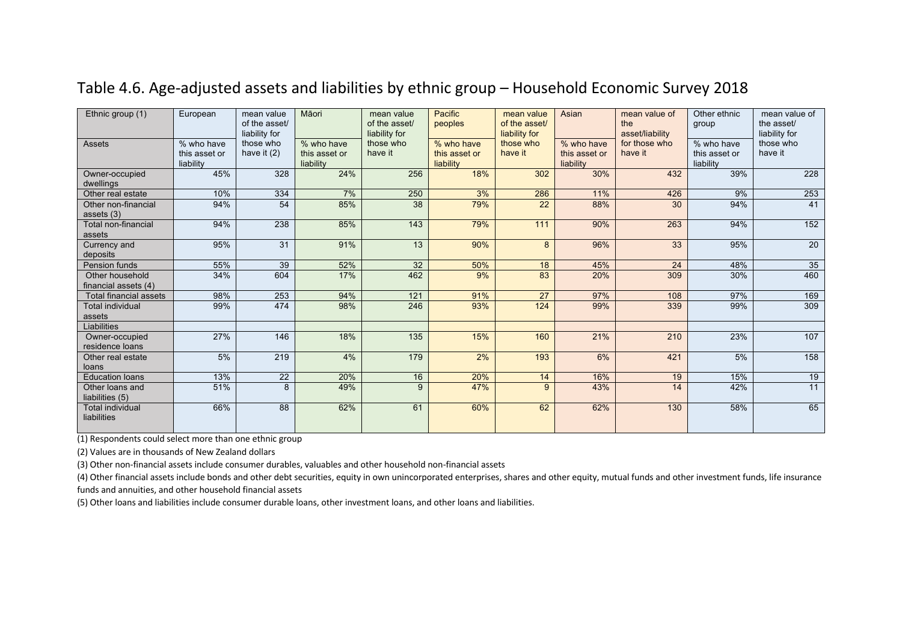# Table 4.6. Age-adjusted assets and liabilities by ethnic group – Household Economic Survey 2018

| Ethnic group (1) | European | mean value of the asset/ liability for those who have it (2) | Māori | mean value of the asset/ liability for those who have it | Pacific peoples | mean value of the asset/ liability for those who have it | Asian | mean value of the asset/liability for those who have it | Other ethnic group | mean value of the asset/ liability for those who have it |
|---|---|---|---|---|---|---|---|---|---|---|
| Assets | % who have this asset or liability | | % who have this asset or liability | | % who have this asset or liability | | % who have this asset or liability | | % who have this asset or liability | |
| Owner-occupied dwellings | 45% | 328 | 24% | 256 | 18% | 302 | 30% | 432 | 39% | 228 |
| Other real estate | 10% | 334 | 7% | 250 | 3% | 286 | 11% | 426 | 9% | 253 |
| Other non-financial assets (3) | 94% | 54 | 85% | 38 | 79% | 22 | 88% | 30 | 94% | 41 |
| Total non-financial assets | 94% | 238 | 85% | 143 | 79% | 111 | 90% | 263 | 94% | 152 |
| Currency and deposits | 95% | 31 | 91% | 13 | 90% | 8 | 96% | 33 | 95% | 20 |
| Pension funds | 55% | 39 | 52% | 32 | 50% | 18 | 45% | 24 | 48% | 35 |
| Other household financial assets (4) | 34% | 604 | 17% | 462 | 9% | 83 | 20% | 309 | 30% | 460 |
| Total financial assets | 98% | 253 | 94% | 121 | 91% | 27 | 97% | 108 | 97% | 169 |
| Total individual assets | 99% | 474 | 98% | 246 | 93% | 124 | 99% | 339 | 99% | 309 |
| Liabilities | | | | | | | | | | |
| Owner-occupied residence loans | 27% | 146 | 18% | 135 | 15% | 160 | 21% | 210 | 23% | 107 |
| Other real estate loans | 5% | 219 | 4% | 179 | 2% | 193 | 6% | 421 | 5% | 158 |
| Education loans | 13% | 22 | 20% | 16 | 20% | 14 | 16% | 19 | 15% | 19 |
| Other loans and liabilities (5) | 51% | 8 | 49% | 9 | 47% | 9 | 43% | 14 | 42% | 11 |
| Total individual liabilities | 66% | 88 | 62% | 61 | 60% | 62 | 62% | 130 | 58% | 65 |

(1) Respondents could select more than one ethnic group

(2) Values are in thousands of New Zealand dollars

(3) Other non-financial assets include consumer durables, valuables and other household non-financial assets

(4) Other financial assets include bonds and other debt securities, equity in own unincorporated enterprises, shares and other equity, mutual funds and other investment funds, life insurance funds and annuities, and other household financial assets

(5) Other loans and liabilities include consumer durable loans, other investment loans, and other loans and liabilities.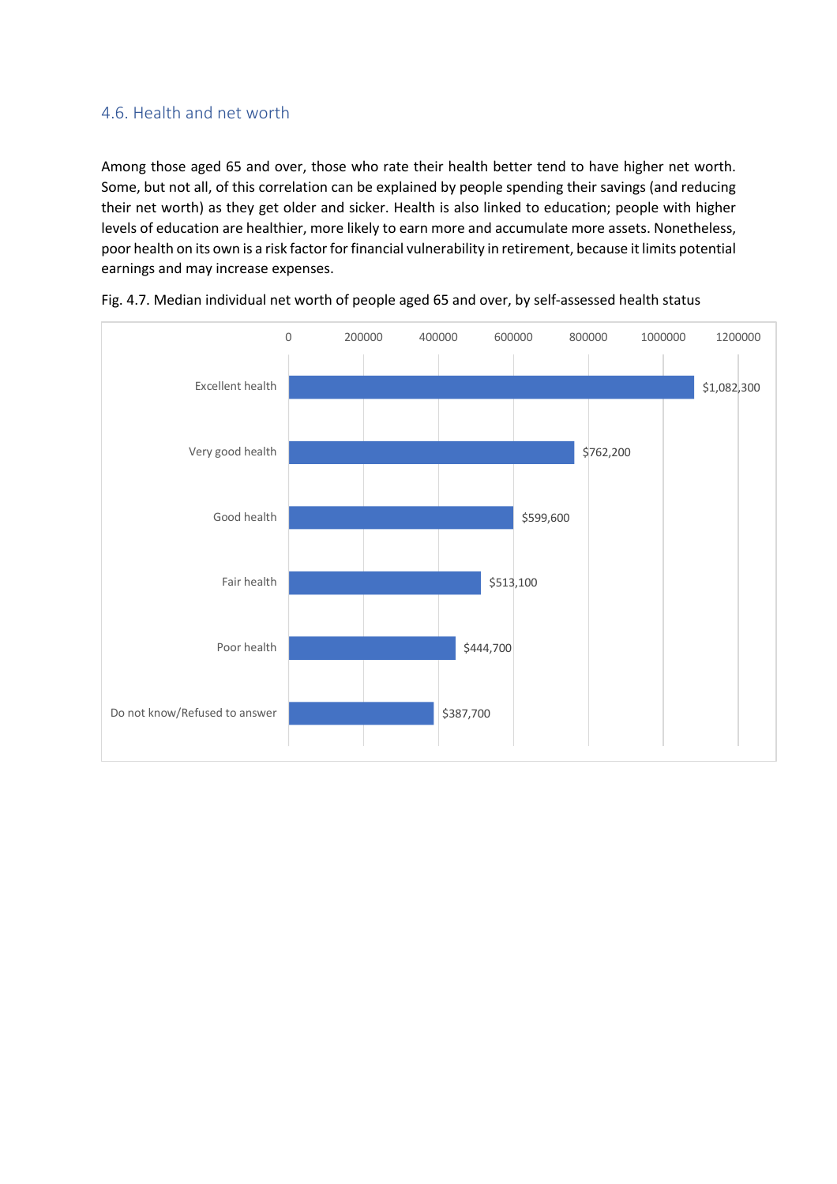## 4.6. Health and net worth

Among those aged 65 and over, those who rate their health better tend to have higher net worth. Some, but not all, of this correlation can be explained by people spending their savings (and reducing their net worth) as they get older and sicker. Health is also linked to education; people with higher levels of education are healthier, more likely to earn more and accumulate more assets. Nonetheless, poor health on its own is a risk factor for financial vulnerability in retirement, because it limits potential earnings and may increase expenses.

Fig. 4.7. Median individual net worth of people aged 65 and over, by self-assessed health status

| Self-assessed health status | Median individual net worth |
| --- | --- |
| Excellent health | $1,082,300 |
| Very good health | $762,200 |
| Good health | $599,600 |
| Fair health | $513,100 |
| Poor health | $444,700 |
| Do not know/Refused to answer | $387,700 |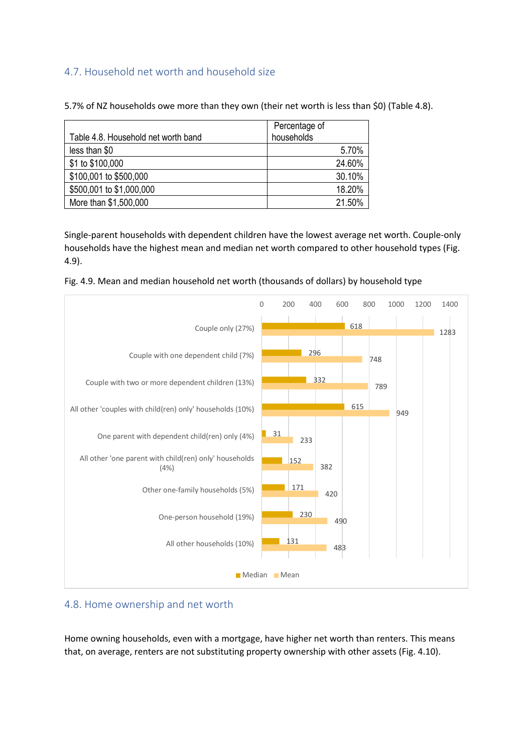## 4.7. Household net worth and household size

5.7% of NZ households owe more than they own (their net worth is less than $0) (Table 4.8).

| Table 4.8. Household net worth band | Percentage of households |
|---|---|
| less than $0 | 5.70% |
| $1 to $100,000 | 24.60% |
| $100,001 to $500,000 | 30.10% |
| $500,001 to $1,000,000 | 18.20% |
| More than $1,500,000 | 21.50% |

Single-parent households with dependent children have the lowest average net worth. Couple-only households have the highest mean and median net worth compared to other household types (Fig. 4.9).

Fig. 4.9. Mean and median household net worth (thousands of dollars) by household type

| Household type | Median | Mean |
|---|---|---|
| Couple only (27%) | 618 | 1283 |
| Couple with one dependent child (7%) | 296 | 748 |
| Couple with two or more dependent children (13%) | 332 | 789 |
| All other 'couples with child(ren) only' households (10%) | 615 | 949 |
| One parent with dependent child(ren) only (4%) | 31 | 233 |
| All other 'one parent with child(ren) only' households (4%) | 152 | 382 |
| Other one-family households (5%) | 171 | 420 |
| One-person household (19%) | 230 | 490 |
| All other households (10%) | 131 | 483 |

## 4.8. Home ownership and net worth

Home owning households, even with a mortgage, have higher net worth than renters. This means that, on average, renters are not substituting property ownership with other assets (Fig. 4.10).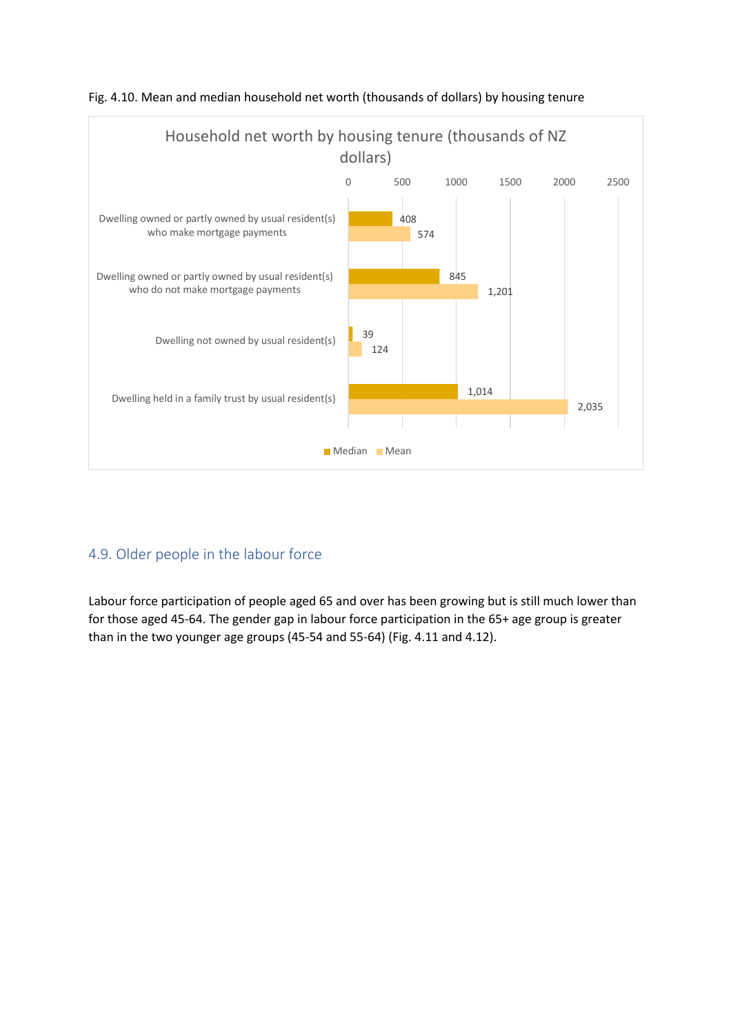Fig. 4.10. Mean and median household net worth (thousands of dollars) by housing tenure

Household net worth by housing tenure (thousands of NZ dollars)

| Housing tenure | Median | Mean |
| --- | --- | --- |
| Dwelling owned or partly owned by usual resident(s) who make mortgage payments | 408 | 574 |
| Dwelling owned or partly owned by usual resident(s) who do not make mortgage payments | 845 | 1,201 |
| Dwelling not owned by usual resident(s) | 39 | 124 |
| Dwelling held in a family trust by usual resident(s) | 1,014 | 2,035 |

## 4.9. Older people in the labour force

Labour force participation of people aged 65 and over has been growing but is still much lower than for those aged 45-64. The gender gap in labour force participation in the 65+ age group is greater than in the two younger age groups (45-54 and 55-64) (Fig. 4.11 and 4.12).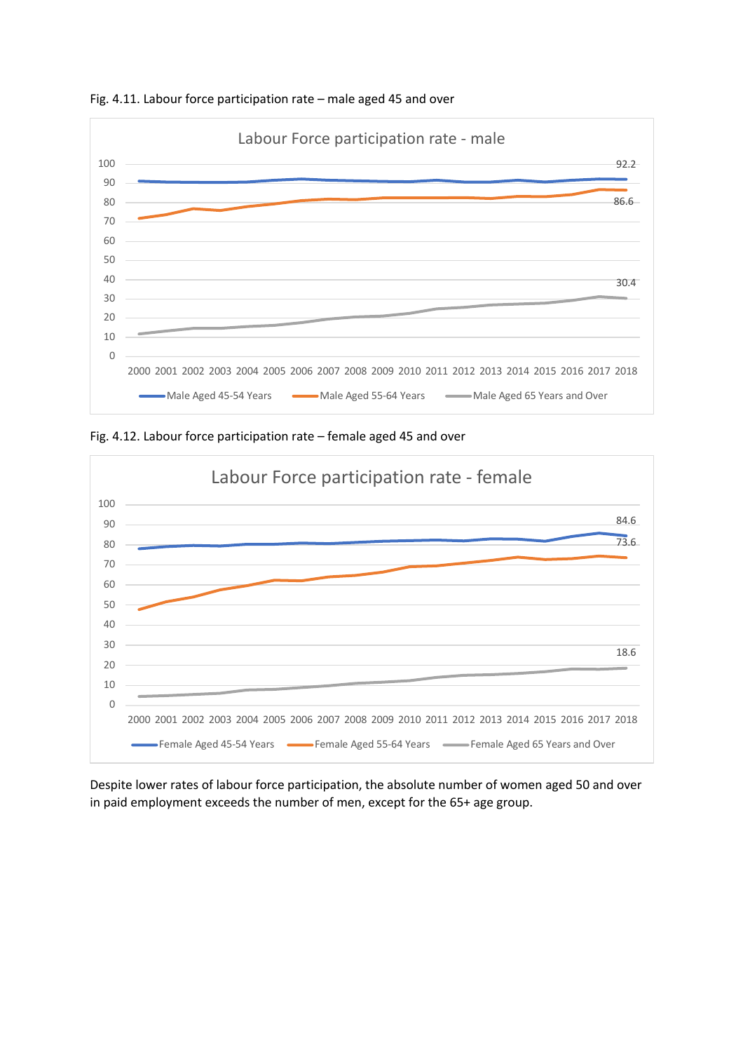Fig. 4.11. Labour force participation rate – male aged 45 and over

Fig. 4.12. Labour force participation rate – female aged 45 and over

Despite lower rates of labour force participation, the absolute number of women aged 50 and over in paid employment exceeds the number of men, except for the 65+ age group.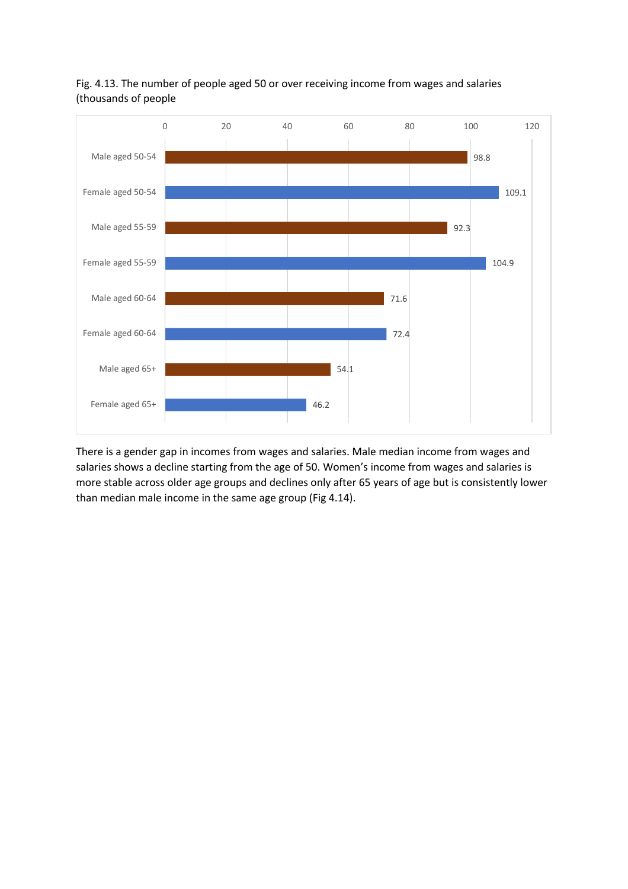Fig. 4.13. The number of people aged 50 or over receiving income from wages and salaries (thousands of people

| Group | Thousands of people |
| --- | --- |
| Male aged 50-54 | 98.8 |
| Female aged 50-54 | 109.1 |
| Male aged 55-59 | 92.3 |
| Female aged 55-59 | 104.9 |
| Male aged 60-64 | 71.6 |
| Female aged 60-64 | 72.4 |
| Male aged 65+ | 54.1 |
| Female aged 65+ | 46.2 |

There is a gender gap in incomes from wages and salaries. Male median income from wages and salaries shows a decline starting from the age of 50. Women's income from wages and salaries is more stable across older age groups and declines only after 65 years of age but is consistently lower than median male income in the same age group (Fig 4.14).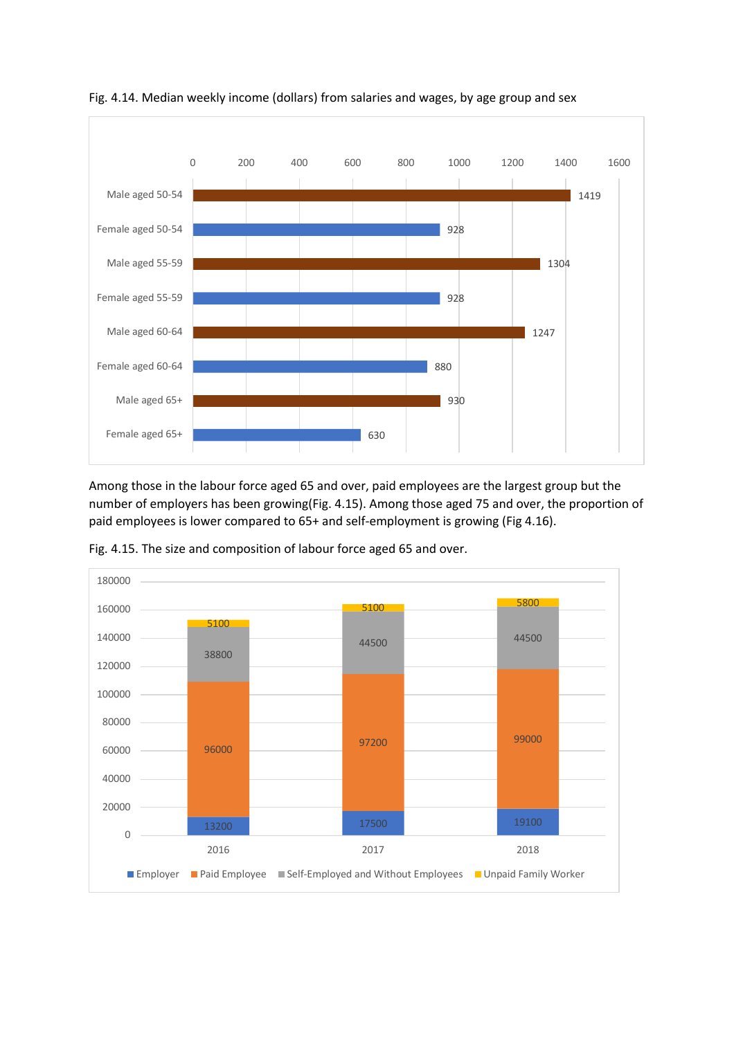Fig. 4.14. Median weekly income (dollars) from salaries and wages, by age group and sex

| Group | Median weekly income (dollars) |
| --- | --- |
| Male aged 50-54 | 1419 |
| Female aged 50-54 | 928 |
| Male aged 55-59 | 1304 |
| Female aged 55-59 | 928 |
| Male aged 60-64 | 1247 |
| Female aged 60-64 | 880 |
| Male aged 65+ | 930 |
| Female aged 65+ | 630 |

Among those in the labour force aged 65 and over, paid employees are the largest group but the number of employers has been growing(Fig. 4.15). Among those aged 75 and over, the proportion of paid employees is lower compared to 65+ and self-employment is growing (Fig 4.16).

Fig. 4.15. The size and composition of labour force aged 65 and over.

| | 2016 | 2017 | 2018 |
| --- | --- | --- | --- |
| Employer | 13200 | 17500 | 19100 |
| Paid Employee | 96000 | 97200 | 99000 |
| Self-Employed and Without Employees | 38800 | 44500 | 44500 |
| Unpaid Family Worker | 5100 | 5100 | 5800 |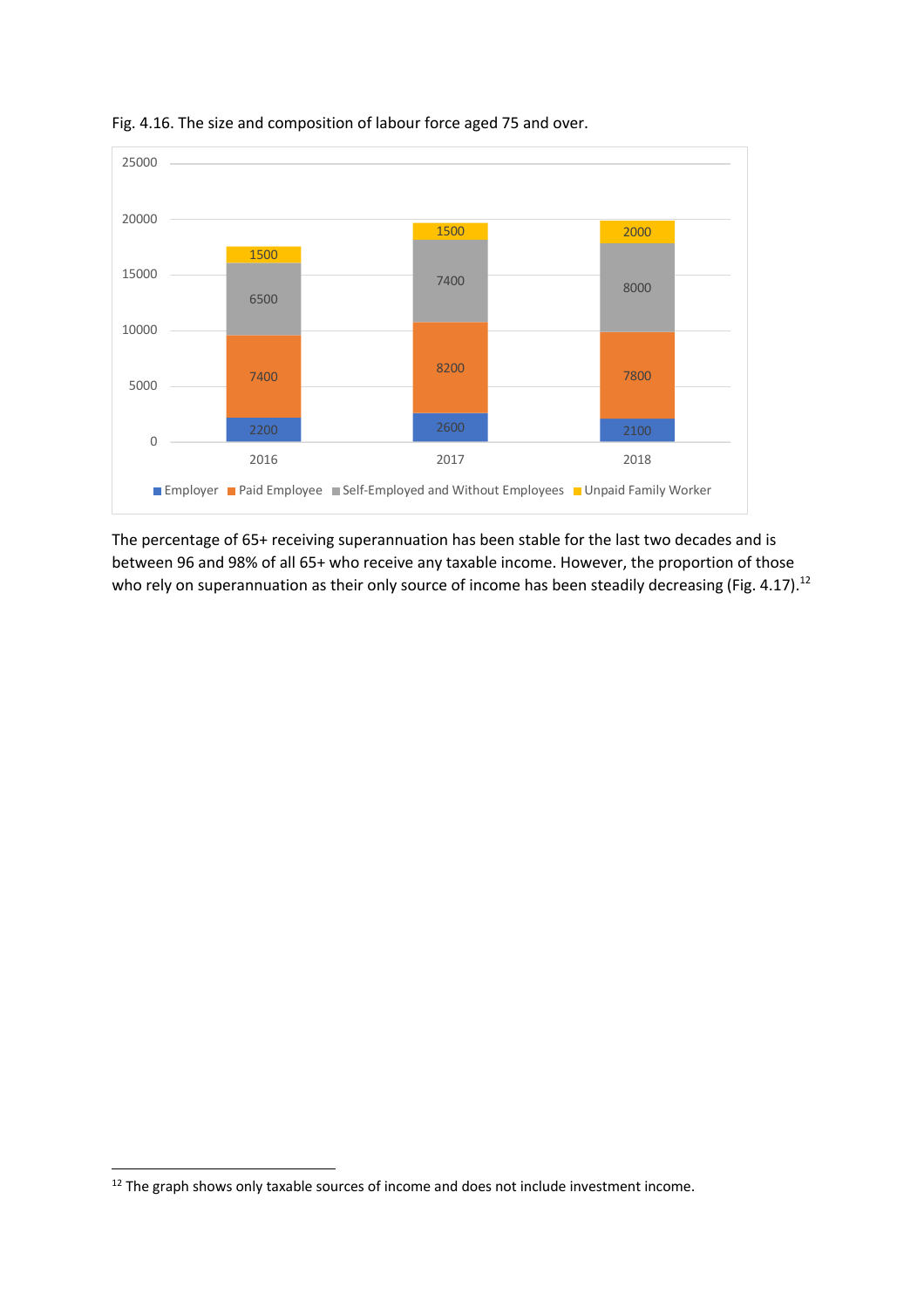Fig. 4.16. The size and composition of labour force aged 75 and over.

| Year | Employer | Paid Employee | Self-Employed and Without Employees | Unpaid Family Worker |
|---|---|---|---|---|
| 2016 | 2200 | 7400 | 6500 | 1500 |
| 2017 | 2600 | 8200 | 7400 | 1500 |
| 2018 | 2100 | 7800 | 8000 | 2000 |

The percentage of 65+ receiving superannuation has been stable for the last two decades and is between 96 and 98% of all 65+ who receive any taxable income. However, the proportion of those who rely on superannuation as their only source of income has been steadily decreasing (Fig. 4.17).[12]

[12] The graph shows only taxable sources of income and does not include investment income.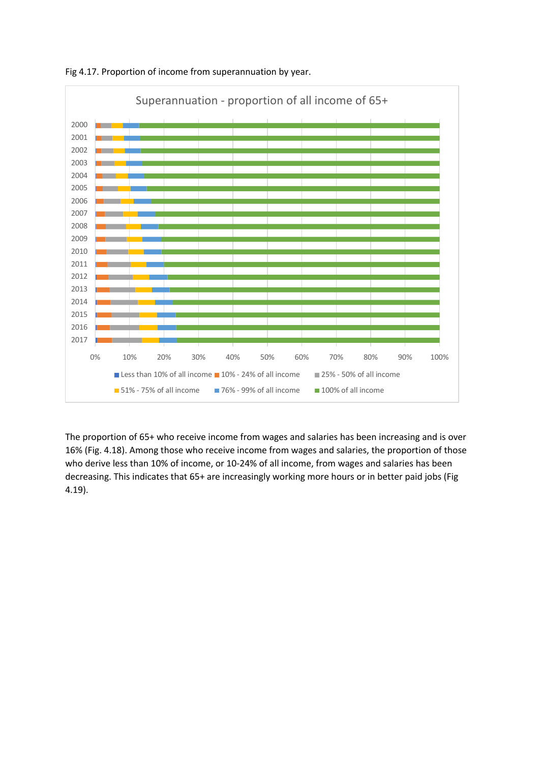Fig 4.17. Proportion of income from superannuation by year.

The proportion of 65+ who receive income from wages and salaries has been increasing and is over 16% (Fig. 4.18). Among those who receive income from wages and salaries, the proportion of those who derive less than 10% of income, or 10-24% of all income, from wages and salaries has been decreasing. This indicates that 65+ are increasingly working more hours or in better paid jobs (Fig 4.19).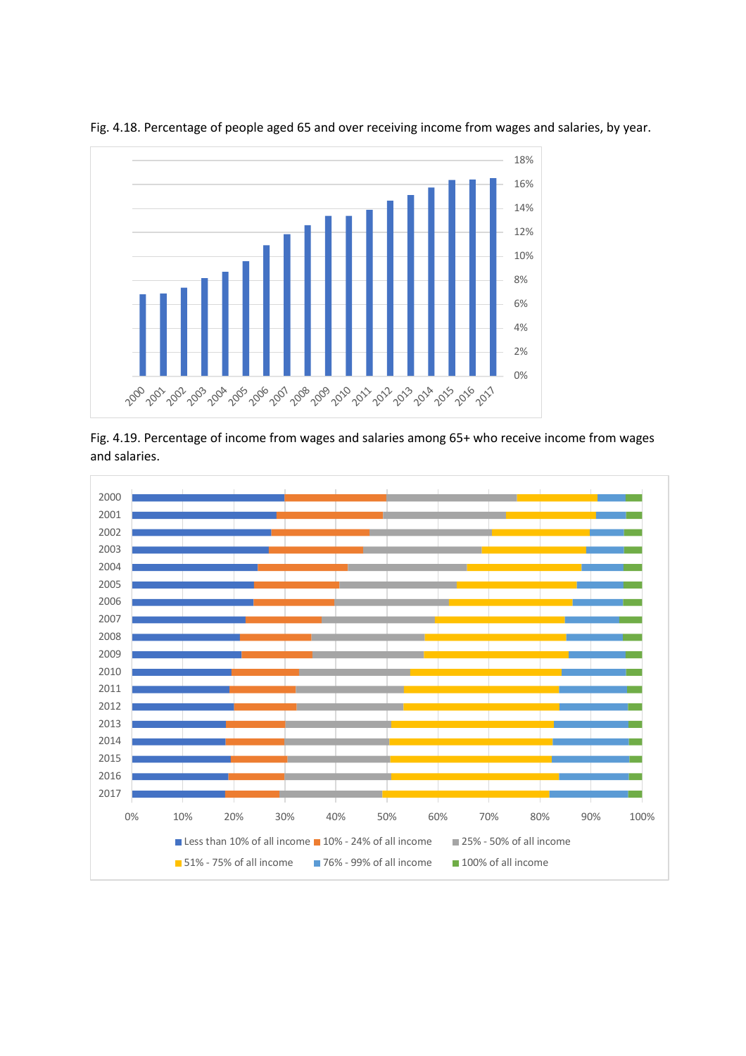Fig. 4.18. Percentage of people aged 65 and over receiving income from wages and salaries, by year.

Fig. 4.19. Percentage of income from wages and salaries among 65+ who receive income from wages and salaries.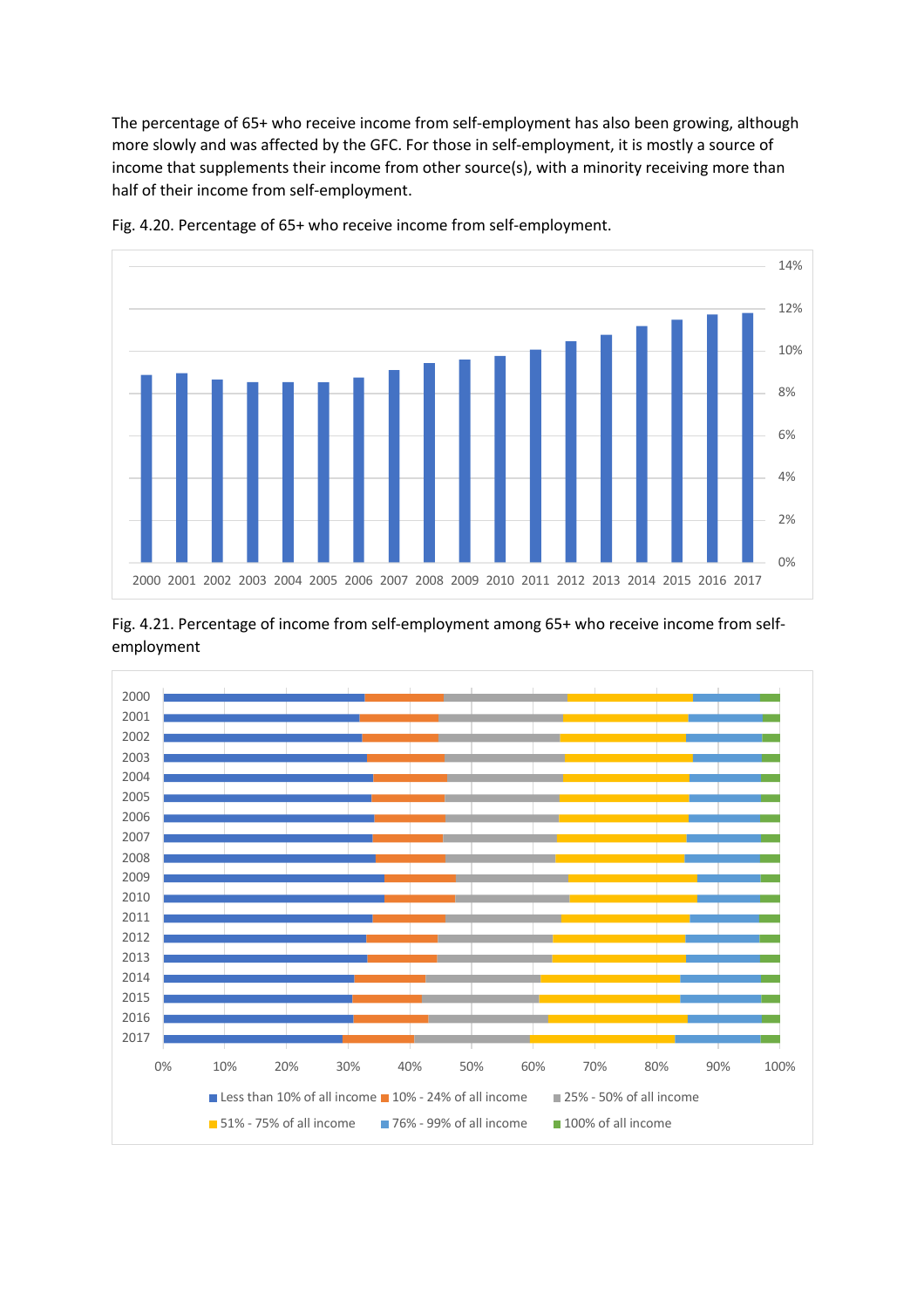The percentage of 65+ who receive income from self-employment has also been growing, although more slowly and was affected by the GFC. For those in self-employment, it is mostly a source of income that supplements their income from other source(s), with a minority receiving more than half of their income from self-employment.

Fig. 4.20. Percentage of 65+ who receive income from self-employment.

14%
12%
10%
8%
6%
4%
2%
0%

2000 2001 2002 2003 2004 2005 2006 2007 2008 2009 2010 2011 2012 2013 2014 2015 2016 2017

Fig. 4.21. Percentage of income from self-employment among 65+ who receive income from self-employment

2000
2001
2002
2003
2004
2005
2006
2007
2008
2009
2010
2011
2012
2013
2014
2015
2016
2017

0% 10% 20% 30% 40% 50% 60% 70% 80% 90% 100%

Less than 10% of all income
10% - 24% of all income
25% - 50% of all income
51% - 75% of all income
76% - 99% of all income
100% of all income